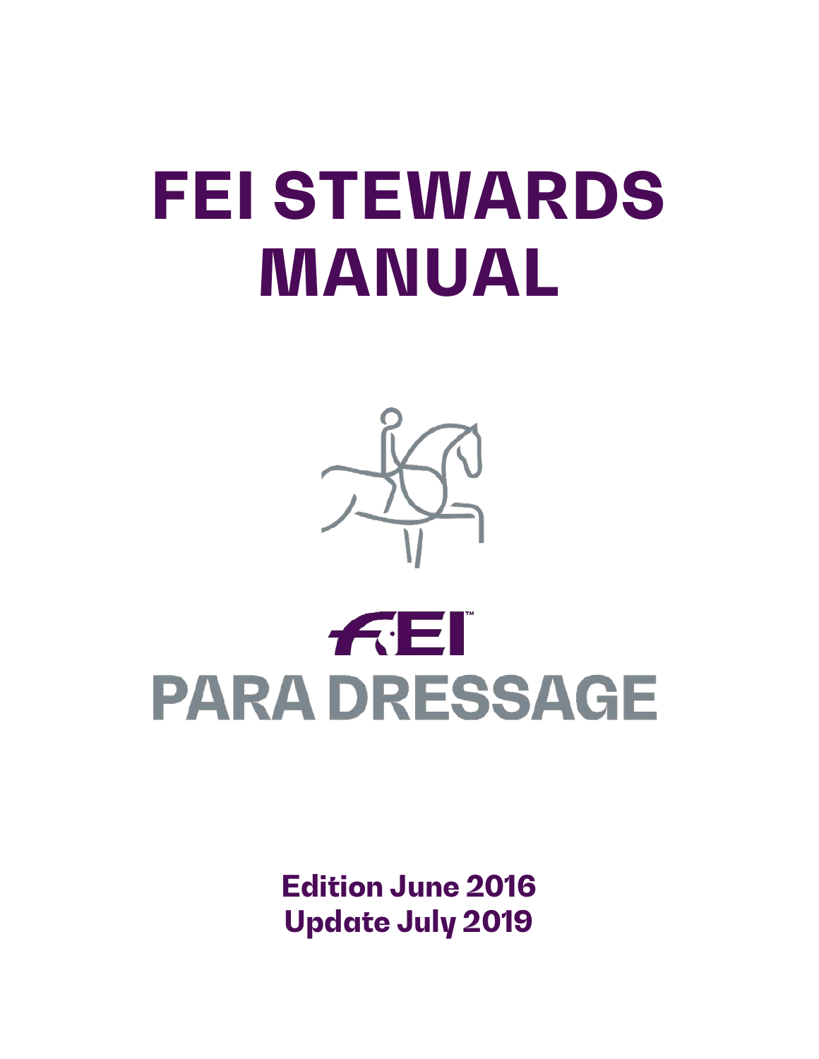# FEI STEWARDS MANUAL

FEI

PARA DRESSAGE

**Edition June 2016**
**Update July 2019**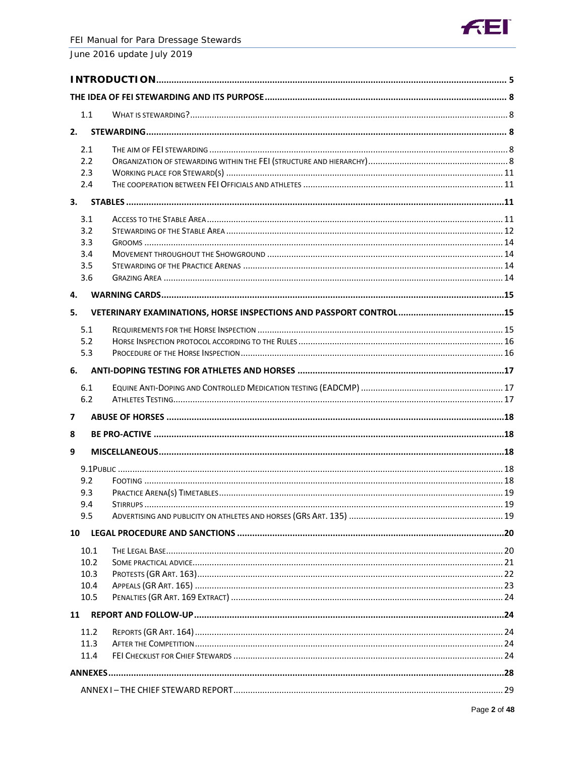**INTRODUCTION** ........................................................................................................................ 5

**THE IDEA OF FEI STEWARDING AND ITS PURPOSE** ........................................................................................ 8

1.1 WHAT IS STEWARDING? ........................................................................................................................ 8

**2. STEWARDING** ........................................................................................................................ 8

2.1 THE AIM OF FEI STEWARDING ........................................................................................................................ 8
2.2 ORGANIZATION OF STEWARDING WITHIN THE FEI (STRUCTURE AND HIERARCHY) ........................................................ 8
2.3 WORKING PLACE FOR STEWARD(S) ........................................................................................................................ 11
2.4 THE COOPERATION BETWEEN FEI OFFICIALS AND ATHLETES ........................................................................................ 11

**3. STABLES** ........................................................................................................................ 11

3.1 ACCESS TO THE STABLE AREA ........................................................................................................................ 11
3.2 STEWARDING OF THE STABLE AREA ........................................................................................................................ 12
3.3 GROOMS ........................................................................................................................ 14
3.4 MOVEMENT THROUGHOUT THE SHOWGROUND ........................................................................................................................ 14
3.5 STEWARDING OF THE PRACTICE ARENAS ........................................................................................................................ 14
3.6 GRAZING AREA ........................................................................................................................ 14

**4. WARNING CARDS** ........................................................................................................................ 15

**5. VETERINARY EXAMINATIONS, HORSE INSPECTIONS AND PASSPORT CONTROL** ........................................ 15

5.1 REQUIREMENTS FOR THE HORSE INSPECTION ........................................................................................................................ 15
5.2 HORSE INSPECTION PROTOCOL ACCORDING TO THE RULES ........................................................................................ 16
5.3 PROCEDURE OF THE HORSE INSPECTION ........................................................................................................................ 16

**6. ANTI-DOPING TESTING FOR ATHLETES AND HORSES** ........................................................................................ 17

6.1 EQUINE ANTI-DOPING AND CONTROLLED MEDICATION TESTING (EADCMP) ........................................................ 17
6.2 ATHLETES TESTING ........................................................................................................................ 17

**7 ABUSE OF HORSES** ........................................................................................................................ 18

**8 BE PRO-ACTIVE** ........................................................................................................................ 18

**9 MISCELLANEOUS** ........................................................................................................................ 18

9.1PUBLIC ........................................................................................................................ 18
9.2 FOOTING ........................................................................................................................ 18
9.3 PRACTICE ARENA(S) TIMETABLES ........................................................................................................................ 19
9.4 STIRRUPS ........................................................................................................................ 19
9.5 ADVERTISING AND PUBLICITY ON ATHLETES AND HORSES (GRS ART. 135) ........................................................ 19

**10 LEGAL PROCEDURE AND SANCTIONS** ........................................................................................................................ 20

10.1 THE LEGAL BASE ........................................................................................................................ 20
10.2 SOME PRACTICAL ADVICE ........................................................................................................................ 21
10.3 PROTESTS (GR ART. 163) ........................................................................................................................ 22
10.4 APPEALS (GR ART. 165) ........................................................................................................................ 23
10.5 PENALTIES (GR ART. 169 EXTRACT) ........................................................................................................................ 24

**11 REPORT AND FOLLOW-UP** ........................................................................................................................ 24

11.2 REPORTS (GR ART. 164) ........................................................................................................................ 24
11.3 AFTER THE COMPETITION ........................................................................................................................ 24
11.4 FEI CHECKLIST FOR CHIEF STEWARDS ........................................................................................................................ 24

**ANNEXES** ........................................................................................................................ 28

ANNEX I – THE CHIEF STEWARD REPORT ........................................................................................................................ 29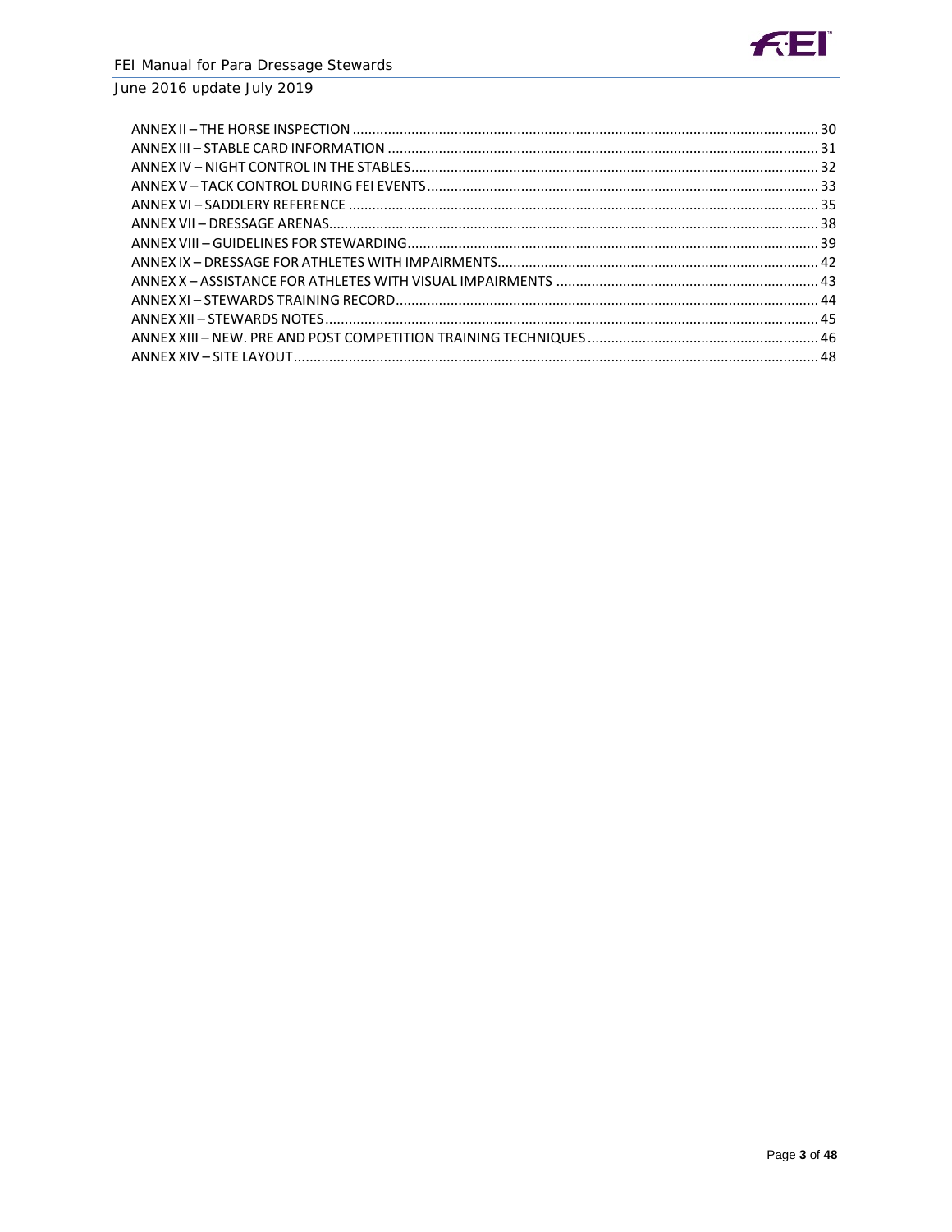ANNEX II – THE HORSE INSPECTION ........ 30
ANNEX III – STABLE CARD INFORMATION ........ 31
ANNEX IV – NIGHT CONTROL IN THE STABLES ........ 32
ANNEX V – TACK CONTROL DURING FEI EVENTS ........ 33
ANNEX VI – SADDLERY REFERENCE ........ 35
ANNEX VII – DRESSAGE ARENAS ........ 38
ANNEX VIII – GUIDELINES FOR STEWARDING ........ 39
ANNEX IX – DRESSAGE FOR ATHLETES WITH IMPAIRMENTS ........ 42
ANNEX X – ASSISTANCE FOR ATHLETES WITH VISUAL IMPAIRMENTS ........ 43
ANNEX XI – STEWARDS TRAINING RECORD ........ 44
ANNEX XII – STEWARDS NOTES ........ 45
ANNEX XIII – NEW. PRE AND POST COMPETITION TRAINING TECHNIQUES ........ 46
ANNEX XIV – SITE LAYOUT ........ 48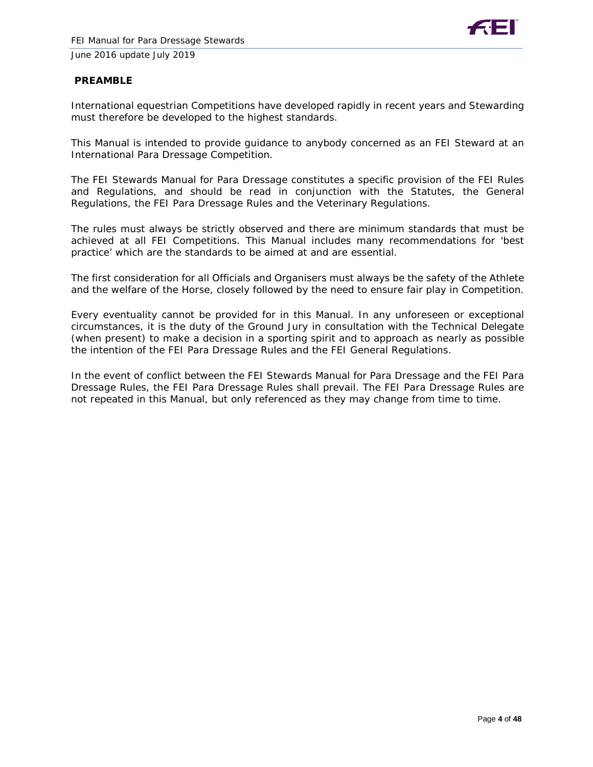## PREAMBLE

International equestrian Competitions have developed rapidly in recent years and Stewarding must therefore be developed to the highest standards.

This Manual is intended to provide guidance to anybody concerned as an FEI Steward at an International Para Dressage Competition.

The FEI Stewards Manual for Para Dressage constitutes a specific provision of the FEI Rules and Regulations, and should be read in conjunction with the Statutes, the General Regulations, the FEI Para Dressage Rules and the Veterinary Regulations.

The rules must always be strictly observed and there are minimum standards that must be achieved at all FEI Competitions. This Manual includes many recommendations for 'best practice' which are the standards to be aimed at and are essential.

The first consideration for all Officials and Organisers must always be the safety of the Athlete and the welfare of the Horse, closely followed by the need to ensure fair play in Competition.

Every eventuality cannot be provided for in this Manual. In any unforeseen or exceptional circumstances, it is the duty of the Ground Jury in consultation with the Technical Delegate (when present) to make a decision in a sporting spirit and to approach as nearly as possible the intention of the FEI Para Dressage Rules and the FEI General Regulations.

In the event of conflict between the FEI Stewards Manual for Para Dressage and the FEI Para Dressage Rules, the FEI Para Dressage Rules shall prevail. The FEI Para Dressage Rules are not repeated in this Manual, but only referenced as they may change from time to time.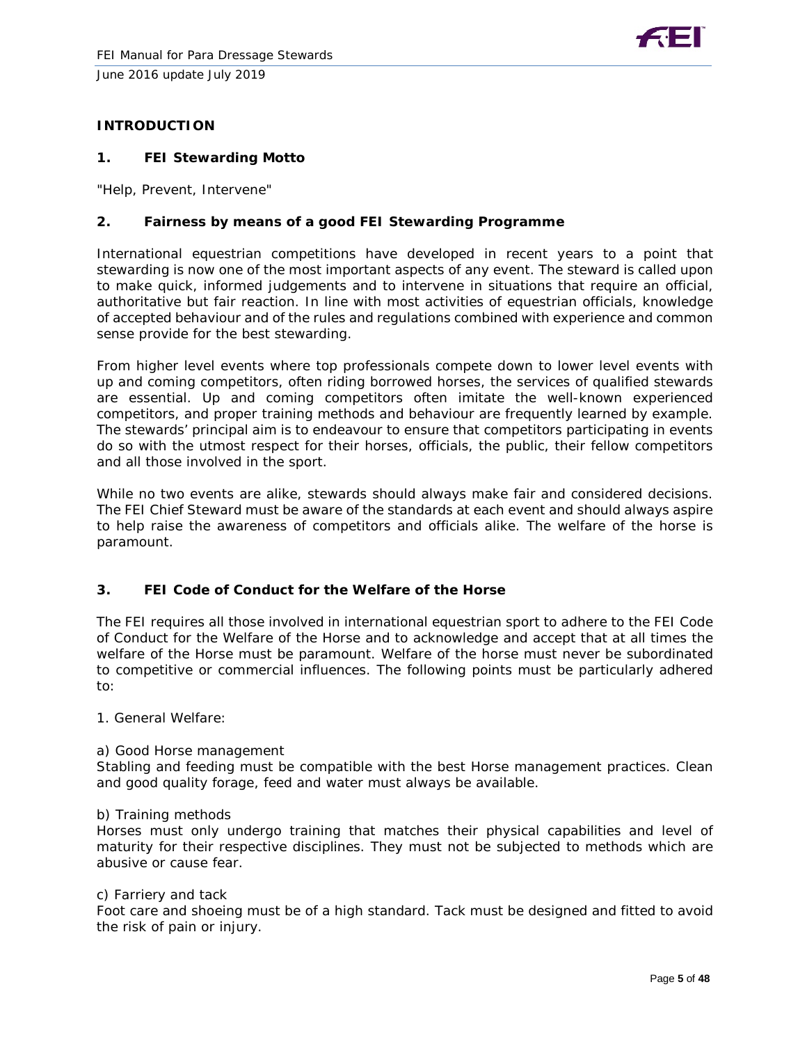## INTRODUCTION

### 1. FEI Stewarding Motto

"Help, Prevent, Intervene"

### 2. Fairness by means of a good FEI Stewarding Programme

International equestrian competitions have developed in recent years to a point that stewarding is now one of the most important aspects of any event. The steward is called upon to make quick, informed judgements and to intervene in situations that require an official, authoritative but fair reaction. In line with most activities of equestrian officials, knowledge of accepted behaviour and of the rules and regulations combined with experience and common sense provide for the best stewarding.

From higher level events where top professionals compete down to lower level events with up and coming competitors, often riding borrowed horses, the services of qualified stewards are essential. Up and coming competitors often imitate the well-known experienced competitors, and proper training methods and behaviour are frequently learned by example. The stewards' principal aim is to endeavour to ensure that competitors participating in events do so with the utmost respect for their horses, officials, the public, their fellow competitors and all those involved in the sport.

While no two events are alike, stewards should always make fair and considered decisions. The FEI Chief Steward must be aware of the standards at each event and should always aspire to help raise the awareness of competitors and officials alike. The welfare of the horse is paramount.

### 3. FEI Code of Conduct for the Welfare of the Horse

The FEI requires all those involved in international equestrian sport to adhere to the FEI Code of Conduct for the Welfare of the Horse and to acknowledge and accept that at all times the welfare of the Horse must be paramount. Welfare of the horse must never be subordinated to competitive or commercial influences. The following points must be particularly adhered to:

1. General Welfare:

a) Good Horse management
Stabling and feeding must be compatible with the best Horse management practices. Clean and good quality forage, feed and water must always be available.

b) Training methods
Horses must only undergo training that matches their physical capabilities and level of maturity for their respective disciplines. They must not be subjected to methods which are abusive or cause fear.

c) Farriery and tack
Foot care and shoeing must be of a high standard. Tack must be designed and fitted to avoid the risk of pain or injury.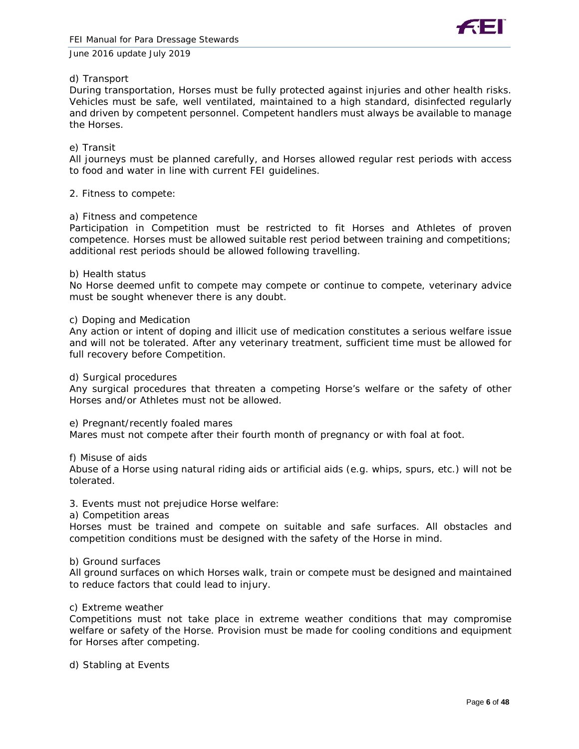d) Transport

During transportation, Horses must be fully protected against injuries and other health risks. Vehicles must be safe, well ventilated, maintained to a high standard, disinfected regularly and driven by competent personnel. Competent handlers must always be available to manage the Horses.

e) Transit

All journeys must be planned carefully, and Horses allowed regular rest periods with access to food and water in line with current FEI guidelines.

2. Fitness to compete:

a) Fitness and competence

Participation in Competition must be restricted to fit Horses and Athletes of proven competence. Horses must be allowed suitable rest period between training and competitions; additional rest periods should be allowed following travelling.

b) Health status

No Horse deemed unfit to compete may compete or continue to compete, veterinary advice must be sought whenever there is any doubt.

c) Doping and Medication

Any action or intent of doping and illicit use of medication constitutes a serious welfare issue and will not be tolerated. After any veterinary treatment, sufficient time must be allowed for full recovery before Competition.

d) Surgical procedures

Any surgical procedures that threaten a competing Horse's welfare or the safety of other Horses and/or Athletes must not be allowed.

e) Pregnant/recently foaled mares

Mares must not compete after their fourth month of pregnancy or with foal at foot.

f) Misuse of aids

Abuse of a Horse using natural riding aids or artificial aids (e.g. whips, spurs, etc.) will not be tolerated.

3. Events must not prejudice Horse welfare:

a) Competition areas

Horses must be trained and compete on suitable and safe surfaces. All obstacles and competition conditions must be designed with the safety of the Horse in mind.

b) Ground surfaces

All ground surfaces on which Horses walk, train or compete must be designed and maintained to reduce factors that could lead to injury.

c) Extreme weather

Competitions must not take place in extreme weather conditions that may compromise welfare or safety of the Horse. Provision must be made for cooling conditions and equipment for Horses after competing.

d) Stabling at Events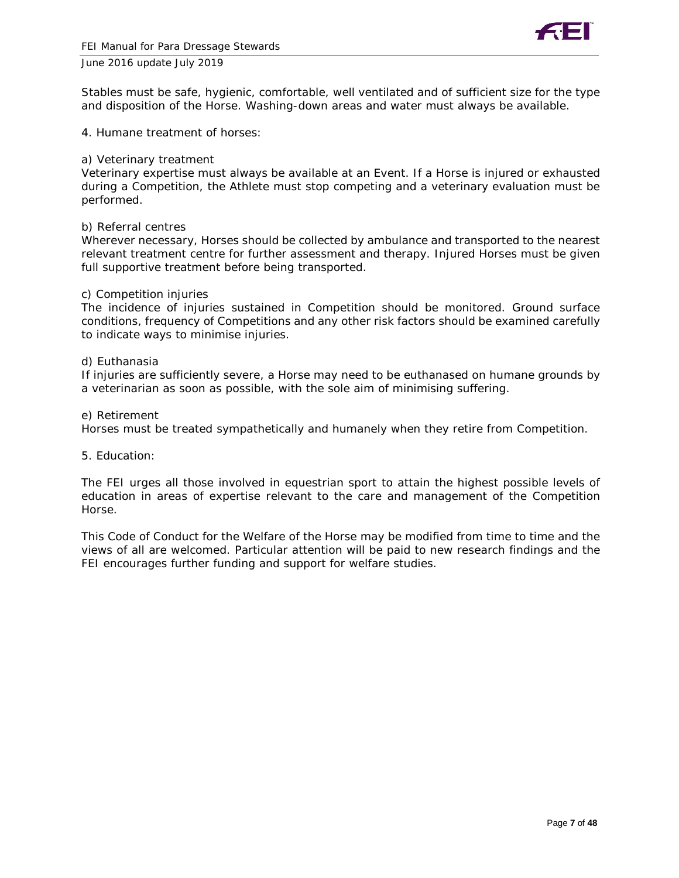Stables must be safe, hygienic, comfortable, well ventilated and of sufficient size for the type and disposition of the Horse. Washing-down areas and water must always be available.

4. Humane treatment of horses:

a) Veterinary treatment

Veterinary expertise must always be available at an Event. If a Horse is injured or exhausted during a Competition, the Athlete must stop competing and a veterinary evaluation must be performed.

b) Referral centres

Wherever necessary, Horses should be collected by ambulance and transported to the nearest relevant treatment centre for further assessment and therapy. Injured Horses must be given full supportive treatment before being transported.

c) Competition injuries

The incidence of injuries sustained in Competition should be monitored. Ground surface conditions, frequency of Competitions and any other risk factors should be examined carefully to indicate ways to minimise injuries.

d) Euthanasia

If injuries are sufficiently severe, a Horse may need to be euthanased on humane grounds by a veterinarian as soon as possible, with the sole aim of minimising suffering.

e) Retirement

Horses must be treated sympathetically and humanely when they retire from Competition.

5. Education:

The FEI urges all those involved in equestrian sport to attain the highest possible levels of education in areas of expertise relevant to the care and management of the Competition Horse.

This Code of Conduct for the Welfare of the Horse may be modified from time to time and the views of all are welcomed. Particular attention will be paid to new research findings and the FEI encourages further funding and support for welfare studies.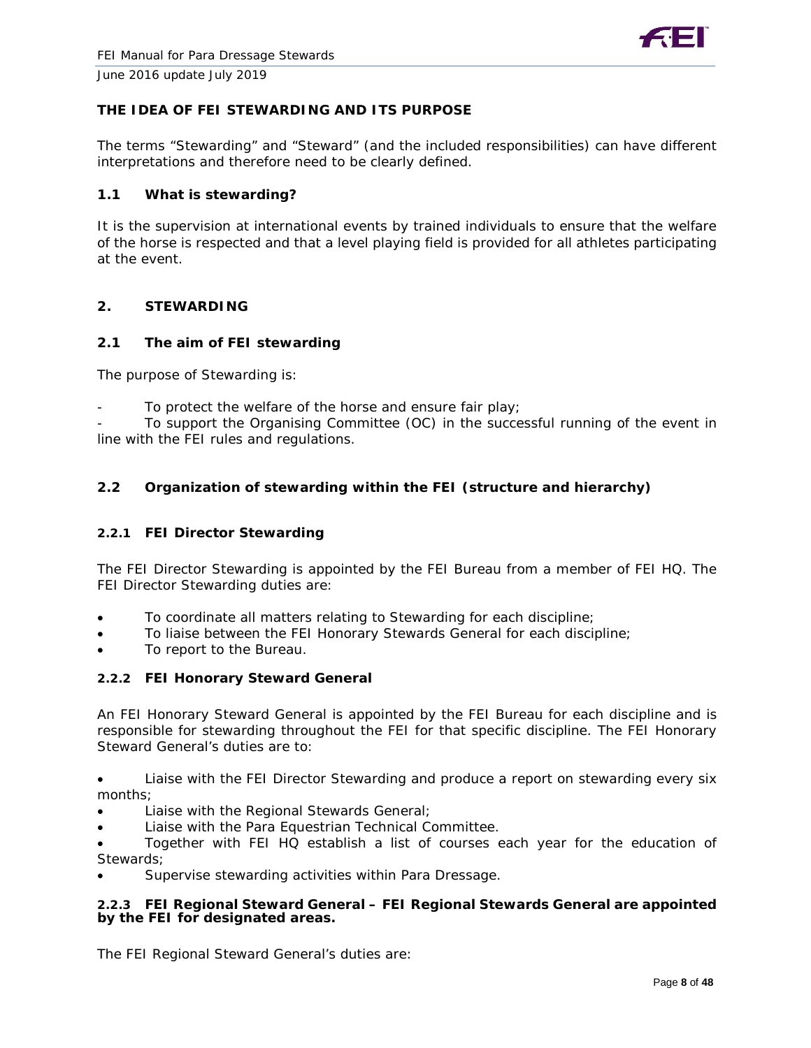## THE IDEA OF FEI STEWARDING AND ITS PURPOSE

The terms "Stewarding" and "Steward" (and the included responsibilities) can have different interpretations and therefore need to be clearly defined.

### 1.1 What is stewarding?

It is the supervision at international events by trained individuals to ensure that the welfare of the horse is respected and that a level playing field is provided for all athletes participating at the event.

## 2. STEWARDING

### 2.1 The aim of FEI stewarding

The purpose of Stewarding is:

- To protect the welfare of the horse and ensure fair play;
- To support the Organising Committee (OC) in the successful running of the event in line with the FEI rules and regulations.

### 2.2 Organization of stewarding within the FEI (structure and hierarchy)

#### 2.2.1 FEI Director Stewarding

The FEI Director Stewarding is appointed by the FEI Bureau from a member of FEI HQ. The FEI Director Stewarding duties are:

- To coordinate all matters relating to Stewarding for each discipline;
- To liaise between the FEI Honorary Stewards General for each discipline;
- To report to the Bureau.

#### 2.2.2 FEI Honorary Steward General

An FEI Honorary Steward General is appointed by the FEI Bureau for each discipline and is responsible for stewarding throughout the FEI for that specific discipline. The FEI Honorary Steward General's duties are to:

- Liaise with the FEI Director Stewarding and produce a report on stewarding every six months;
- Liaise with the Regional Stewards General;
- Liaise with the Para Equestrian Technical Committee.
- Together with FEI HQ establish a list of courses each year for the education of Stewards;
- Supervise stewarding activities within Para Dressage.

#### 2.2.3 FEI Regional Steward General – FEI Regional Stewards General are appointed by the FEI for designated areas.

The FEI Regional Steward General's duties are: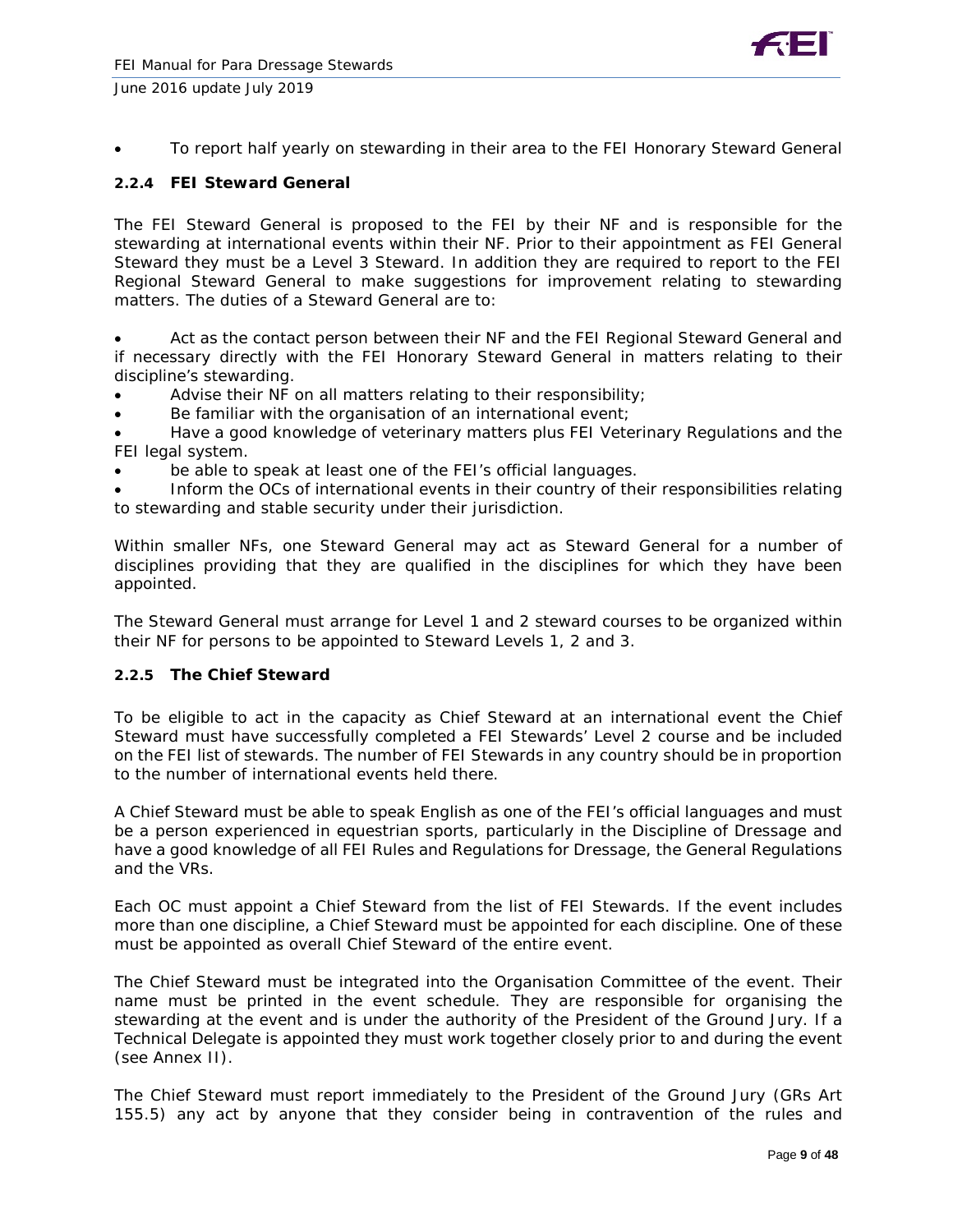- To report half yearly on stewarding in their area to the FEI Honorary Steward General

### 2.2.4 FEI Steward General

The FEI Steward General is proposed to the FEI by their NF and is responsible for the stewarding at international events within their NF. Prior to their appointment as FEI General Steward they must be a Level 3 Steward. In addition they are required to report to the FEI Regional Steward General to make suggestions for improvement relating to stewarding matters. The duties of a Steward General are to:

- Act as the contact person between their NF and the FEI Regional Steward General and if necessary directly with the FEI Honorary Steward General in matters relating to their discipline's stewarding.
- Advise their NF on all matters relating to their responsibility;
- Be familiar with the organisation of an international event;
- Have a good knowledge of veterinary matters plus FEI Veterinary Regulations and the FEI legal system.
- be able to speak at least one of the FEI's official languages.
- Inform the OCs of international events in their country of their responsibilities relating to stewarding and stable security under their jurisdiction.

Within smaller NFs, one Steward General may act as Steward General for a number of disciplines providing that they are qualified in the disciplines for which they have been appointed.

The Steward General must arrange for Level 1 and 2 steward courses to be organized within their NF for persons to be appointed to Steward Levels 1, 2 and 3.

### 2.2.5 The Chief Steward

To be eligible to act in the capacity as Chief Steward at an international event the Chief Steward must have successfully completed a FEI Stewards' Level 2 course and be included on the FEI list of stewards. The number of FEI Stewards in any country should be in proportion to the number of international events held there.

A Chief Steward must be able to speak English as one of the FEI's official languages and must be a person experienced in equestrian sports, particularly in the Discipline of Dressage and have a good knowledge of all FEI Rules and Regulations for Dressage, the General Regulations and the VRs.

Each OC must appoint a Chief Steward from the list of FEI Stewards. If the event includes more than one discipline, a Chief Steward must be appointed for each discipline. One of these must be appointed as overall Chief Steward of the entire event.

The Chief Steward must be integrated into the Organisation Committee of the event. Their name must be printed in the event schedule. They are responsible for organising the stewarding at the event and is under the authority of the President of the Ground Jury. If a Technical Delegate is appointed they must work together closely prior to and during the event (see Annex II).

The Chief Steward must report immediately to the President of the Ground Jury (GRs Art 155.5) any act by anyone that they consider being in contravention of the rules and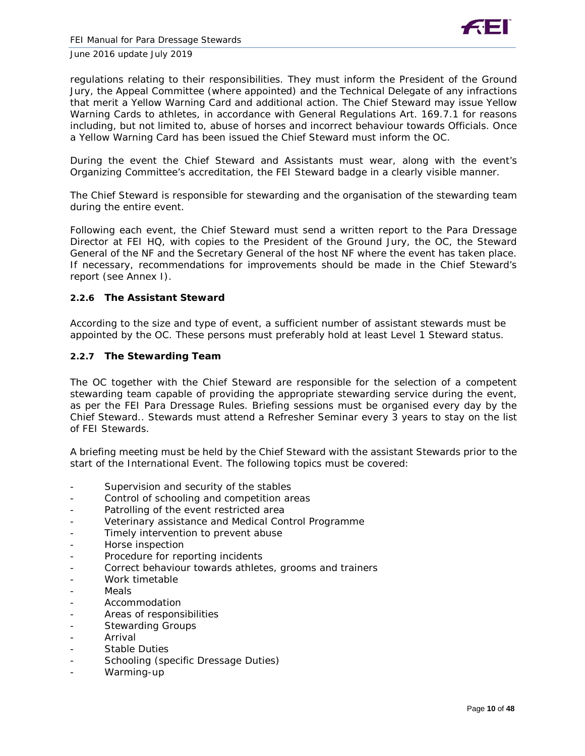regulations relating to their responsibilities. They must inform the President of the Ground Jury, the Appeal Committee (where appointed) and the Technical Delegate of any infractions that merit a Yellow Warning Card and additional action. The Chief Steward may issue Yellow Warning Cards to athletes, in accordance with General Regulations Art. 169.7.1 for reasons including, but not limited to, abuse of horses and incorrect behaviour towards Officials. Once a Yellow Warning Card has been issued the Chief Steward must inform the OC.

During the event the Chief Steward and Assistants must wear, along with the event's Organizing Committee's accreditation, the FEI Steward badge in a clearly visible manner.

The Chief Steward is responsible for stewarding and the organisation of the stewarding team during the entire event.

Following each event, the Chief Steward must send a written report to the Para Dressage Director at FEI HQ, with copies to the President of the Ground Jury, the OC, the Steward General of the NF and the Secretary General of the host NF where the event has taken place. If necessary, recommendations for improvements should be made in the Chief Steward's report (see Annex I).

### 2.2.6 The Assistant Steward

According to the size and type of event, a sufficient number of assistant stewards must be appointed by the OC. These persons must preferably hold at least Level 1 Steward status.

### 2.2.7 The Stewarding Team

The OC together with the Chief Steward are responsible for the selection of a competent stewarding team capable of providing the appropriate stewarding service during the event, as per the FEI Para Dressage Rules. Briefing sessions must be organised every day by the Chief Steward.. Stewards must attend a Refresher Seminar every 3 years to stay on the list of FEI Stewards.

A briefing meeting must be held by the Chief Steward with the assistant Stewards prior to the start of the International Event. The following topics must be covered:

- Supervision and security of the stables
- Control of schooling and competition areas
- Patrolling of the event restricted area
- Veterinary assistance and Medical Control Programme
- Timely intervention to prevent abuse
- Horse inspection
- Procedure for reporting incidents
- Correct behaviour towards athletes, grooms and trainers
- Work timetable
- Meals
- Accommodation
- Areas of responsibilities
- Stewarding Groups
- Arrival
- Stable Duties
- Schooling (specific Dressage Duties)
- Warming-up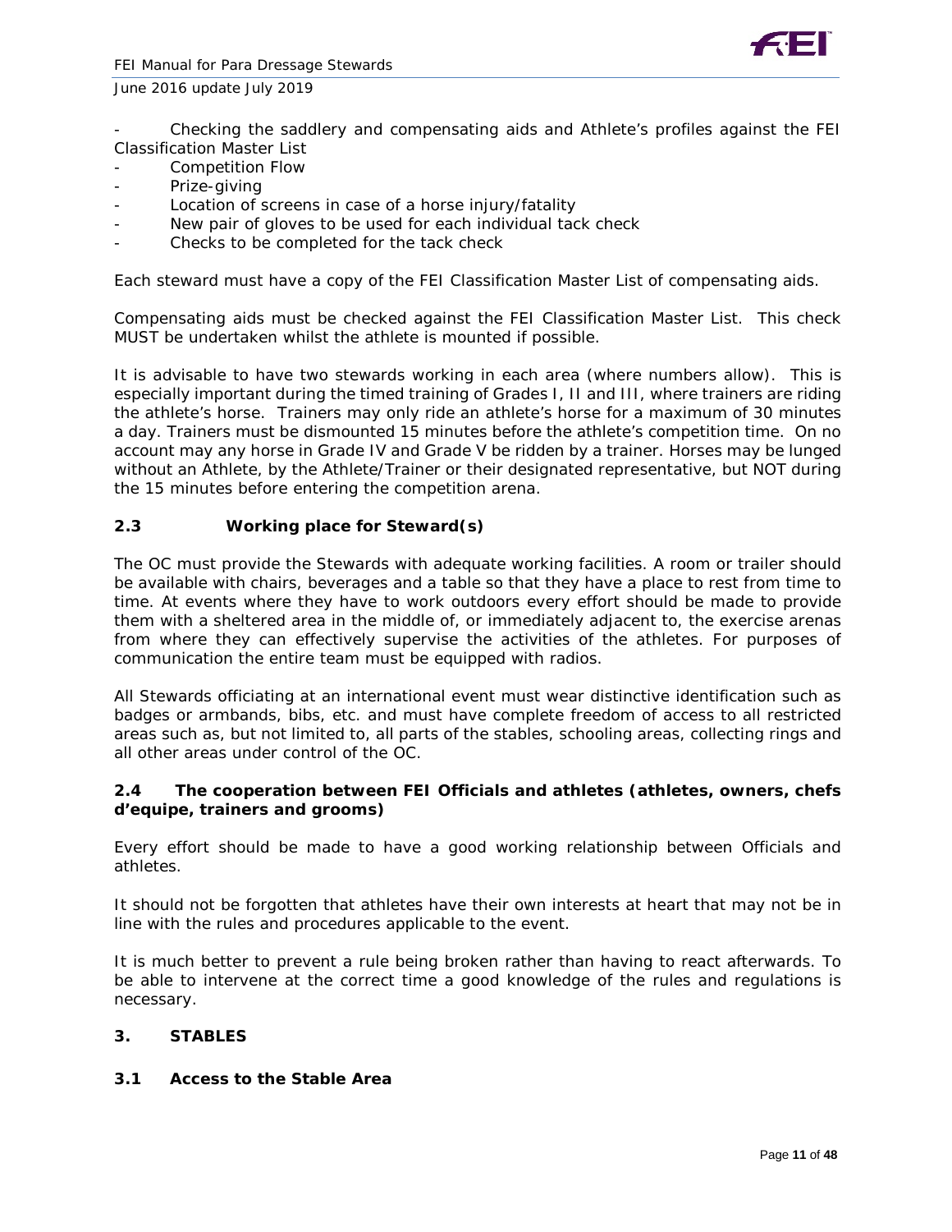- Checking the saddlery and compensating aids and Athlete's profiles against the FEI Classification Master List
- Competition Flow
- Prize-giving
- Location of screens in case of a horse injury/fatality
- New pair of gloves to be used for each individual tack check
- Checks to be completed for the tack check

Each steward must have a copy of the FEI Classification Master List of compensating aids.

Compensating aids must be checked against the FEI Classification Master List. This check MUST be undertaken whilst the athlete is mounted if possible.

It is advisable to have two stewards working in each area (where numbers allow). This is especially important during the timed training of Grades I, II and III, where trainers are riding the athlete's horse. Trainers may only ride an athlete's horse for a maximum of 30 minutes a day. Trainers must be dismounted 15 minutes before the athlete's competition time. On no account may any horse in Grade IV and Grade V be ridden by a trainer. Horses may be lunged without an Athlete, by the Athlete/Trainer or their designated representative, but NOT during the 15 minutes before entering the competition arena.

### 2.3 Working place for Steward(s)

The OC must provide the Stewards with adequate working facilities. A room or trailer should be available with chairs, beverages and a table so that they have a place to rest from time to time. At events where they have to work outdoors every effort should be made to provide them with a sheltered area in the middle of, or immediately adjacent to, the exercise arenas from where they can effectively supervise the activities of the athletes. For purposes of communication the entire team must be equipped with radios.

All Stewards officiating at an international event must wear distinctive identification such as badges or armbands, bibs, etc. and must have complete freedom of access to all restricted areas such as, but not limited to, all parts of the stables, schooling areas, collecting rings and all other areas under control of the OC.

### 2.4 The cooperation between FEI Officials and athletes (athletes, owners, chefs d'equipe, trainers and grooms)

Every effort should be made to have a good working relationship between Officials and athletes.

It should not be forgotten that athletes have their own interests at heart that may not be in line with the rules and procedures applicable to the event.

It is much better to prevent a rule being broken rather than having to react afterwards. To be able to intervene at the correct time a good knowledge of the rules and regulations is necessary.

## 3. STABLES

### 3.1 Access to the Stable Area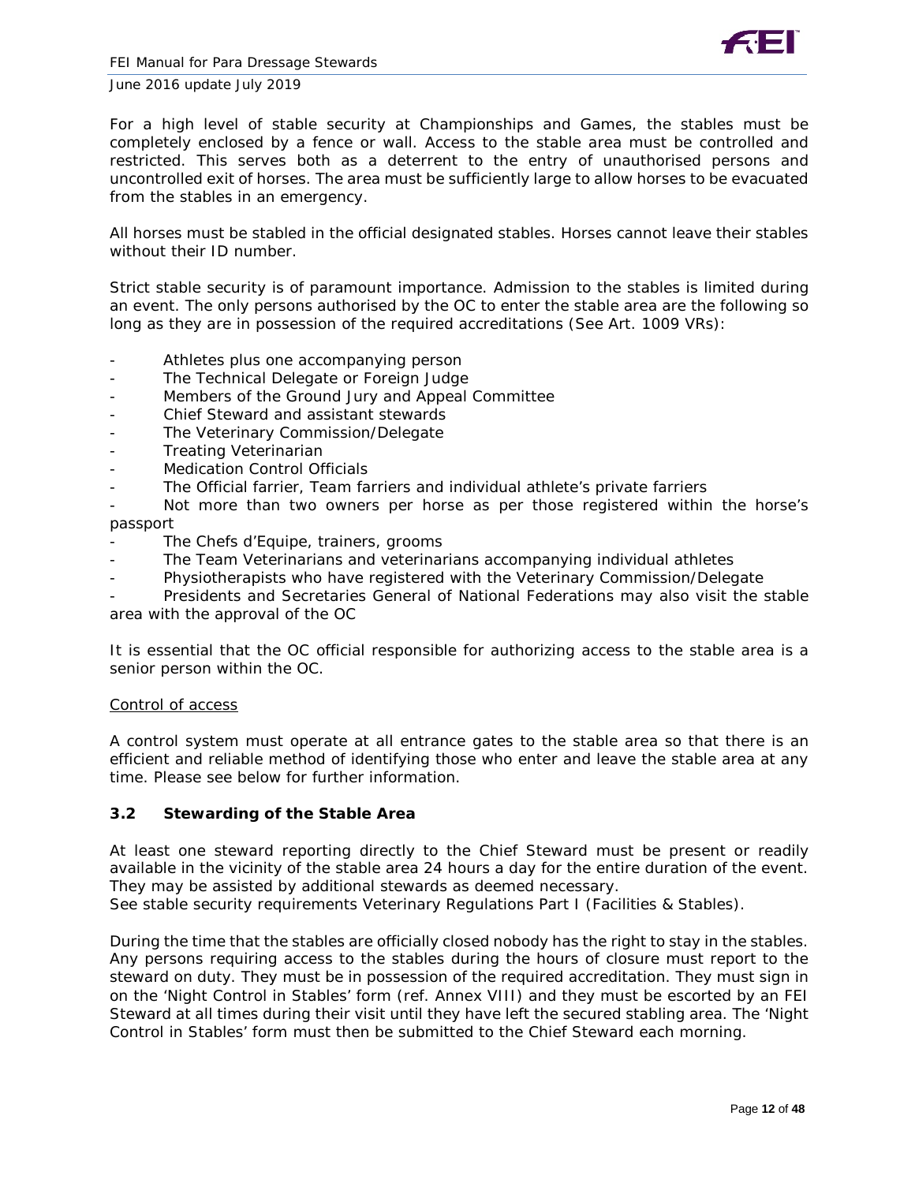For a high level of stable security at Championships and Games, the stables must be completely enclosed by a fence or wall. Access to the stable area must be controlled and restricted. This serves both as a deterrent to the entry of unauthorised persons and uncontrolled exit of horses. The area must be sufficiently large to allow horses to be evacuated from the stables in an emergency.

All horses must be stabled in the official designated stables. Horses cannot leave their stables without their ID number.

Strict stable security is of paramount importance. Admission to the stables is limited during an event. The only persons authorised by the OC to enter the stable area are the following so long as they are in possession of the required accreditations (See Art. 1009 VRs):

- Athletes plus one accompanying person
- The Technical Delegate or Foreign Judge
- Members of the Ground Jury and Appeal Committee
- Chief Steward and assistant stewards
- The Veterinary Commission/Delegate
- Treating Veterinarian
- Medication Control Officials
- The Official farrier, Team farriers and individual athlete's private farriers
- Not more than two owners per horse as per those registered within the horse's passport
- The Chefs d'Equipe, trainers, grooms
- The Team Veterinarians and veterinarians accompanying individual athletes
- Physiotherapists who have registered with the Veterinary Commission/Delegate
- Presidents and Secretaries General of National Federations may also visit the stable area with the approval of the OC

It is essential that the OC official responsible for authorizing access to the stable area is a senior person within the OC.

Control of access

A control system must operate at all entrance gates to the stable area so that there is an efficient and reliable method of identifying those who enter and leave the stable area at any time. Please see below for further information.

### 3.2 Stewarding of the Stable Area

At least one steward reporting directly to the Chief Steward must be present or readily available in the vicinity of the stable area 24 hours a day for the entire duration of the event. They may be assisted by additional stewards as deemed necessary.
See stable security requirements Veterinary Regulations Part I (Facilities & Stables).

During the time that the stables are officially closed nobody has the right to stay in the stables. Any persons requiring access to the stables during the hours of closure must report to the steward on duty. They must be in possession of the required accreditation. They must sign in on the 'Night Control in Stables' form (ref. Annex VIII) and they must be escorted by an FEI Steward at all times during their visit until they have left the secured stabling area. The 'Night Control in Stables' form must then be submitted to the Chief Steward each morning.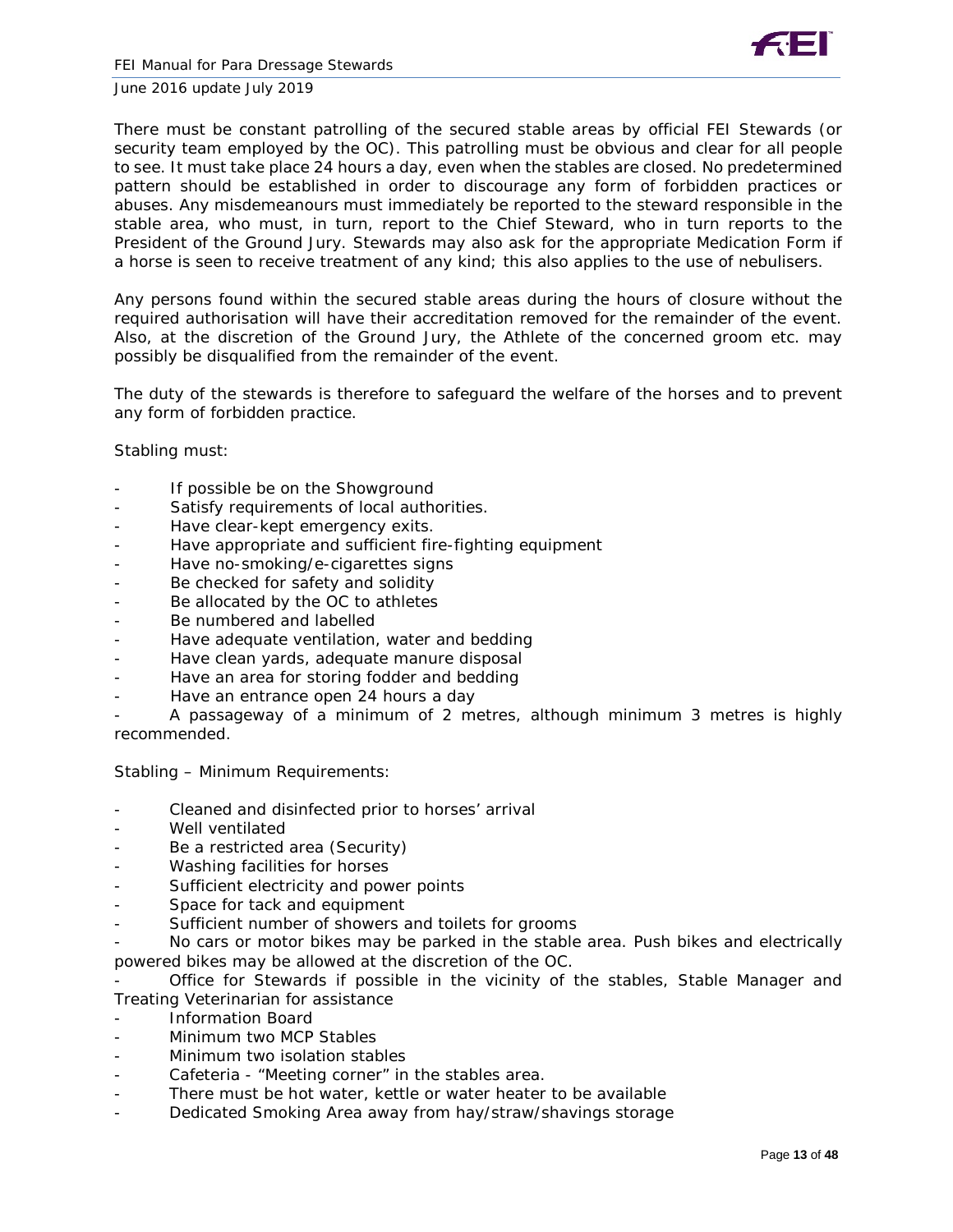There must be constant patrolling of the secured stable areas by official FEI Stewards (or security team employed by the OC). This patrolling must be obvious and clear for all people to see. It must take place 24 hours a day, even when the stables are closed. No predetermined pattern should be established in order to discourage any form of forbidden practices or abuses. Any misdemeanours must immediately be reported to the steward responsible in the stable area, who must, in turn, report to the Chief Steward, who in turn reports to the President of the Ground Jury. Stewards may also ask for the appropriate Medication Form if a horse is seen to receive treatment of any kind; this also applies to the use of nebulisers.

Any persons found within the secured stable areas during the hours of closure without the required authorisation will have their accreditation removed for the remainder of the event. Also, at the discretion of the Ground Jury, the Athlete of the concerned groom etc. may possibly be disqualified from the remainder of the event.

The duty of the stewards is therefore to safeguard the welfare of the horses and to prevent any form of forbidden practice.

Stabling must:

- If possible be on the Showground
- Satisfy requirements of local authorities.
- Have clear-kept emergency exits.
- Have appropriate and sufficient fire-fighting equipment
- Have no-smoking/e-cigarettes signs
- Be checked for safety and solidity
- Be allocated by the OC to athletes
- Be numbered and labelled
- Have adequate ventilation, water and bedding
- Have clean yards, adequate manure disposal
- Have an area for storing fodder and bedding
- Have an entrance open 24 hours a day
- A passageway of a minimum of 2 metres, although minimum 3 metres is highly recommended.

Stabling – Minimum Requirements:

- Cleaned and disinfected prior to horses' arrival
- Well ventilated
- Be a restricted area (Security)
- Washing facilities for horses
- Sufficient electricity and power points
- Space for tack and equipment
- Sufficient number of showers and toilets for grooms
- No cars or motor bikes may be parked in the stable area. Push bikes and electrically powered bikes may be allowed at the discretion of the OC.
- Office for Stewards if possible in the vicinity of the stables, Stable Manager and Treating Veterinarian for assistance
- Information Board
- Minimum two MCP Stables
- Minimum two isolation stables
- Cafeteria - "Meeting corner" in the stables area.
- There must be hot water, kettle or water heater to be available
- Dedicated Smoking Area away from hay/straw/shavings storage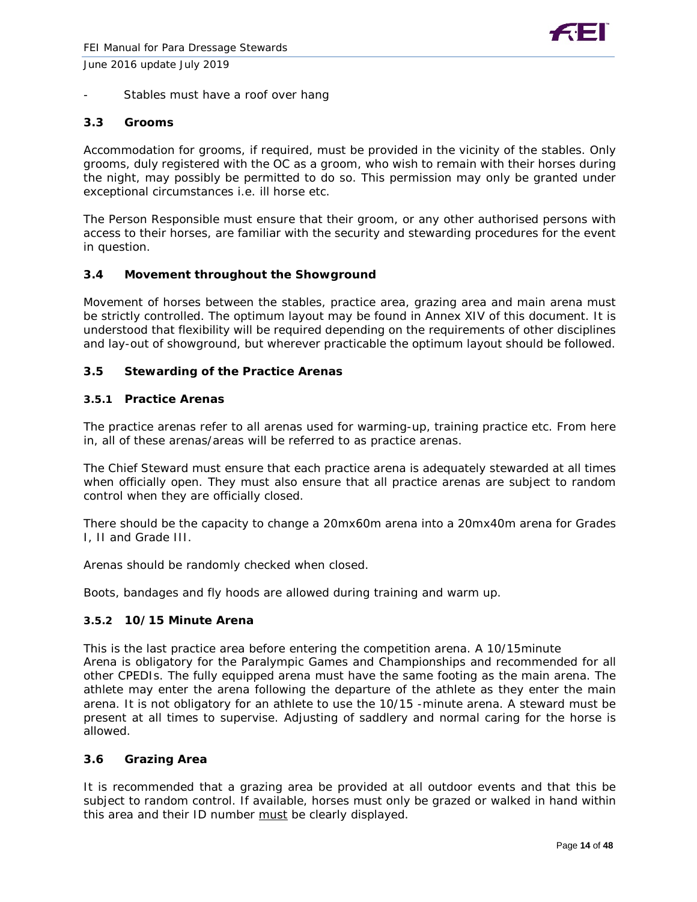- Stables must have a roof over hang

### 3.3 Grooms

Accommodation for grooms, if required, must be provided in the vicinity of the stables. Only grooms, duly registered with the OC as a groom, who wish to remain with their horses during the night, may possibly be permitted to do so. This permission may only be granted under exceptional circumstances i.e. ill horse etc.

The Person Responsible must ensure that their groom, or any other authorised persons with access to their horses, are familiar with the security and stewarding procedures for the event in question.

### 3.4 Movement throughout the Showground

Movement of horses between the stables, practice area, grazing area and main arena must be strictly controlled. The optimum layout may be found in Annex XIV of this document. It is understood that flexibility will be required depending on the requirements of other disciplines and lay-out of showground, but wherever practicable the optimum layout should be followed.

### 3.5 Stewarding of the Practice Arenas

#### 3.5.1 Practice Arenas

The practice arenas refer to all arenas used for warming-up, training practice etc. From here in, all of these arenas/areas will be referred to as practice arenas.

The Chief Steward must ensure that each practice arena is adequately stewarded at all times when officially open. They must also ensure that all practice arenas are subject to random control when they are officially closed.

There should be the capacity to change a 20mx60m arena into a 20mx40m arena for Grades I, II and Grade III.

Arenas should be randomly checked when closed.

Boots, bandages and fly hoods are allowed during training and warm up.

#### 3.5.2 10/15 Minute Arena

This is the last practice area before entering the competition arena. A 10/15minute Arena is obligatory for the Paralympic Games and Championships and recommended for all other CPEDIs. The fully equipped arena must have the same footing as the main arena. The athlete may enter the arena following the departure of the athlete as they enter the main arena. It is not obligatory for an athlete to use the 10/15 -minute arena. A steward must be present at all times to supervise. Adjusting of saddlery and normal caring for the horse is allowed.

### 3.6 Grazing Area

It is recommended that a grazing area be provided at all outdoor events and that this be subject to random control. If available, horses must only be grazed or walked in hand within this area and their ID number <u>must</u> be clearly displayed.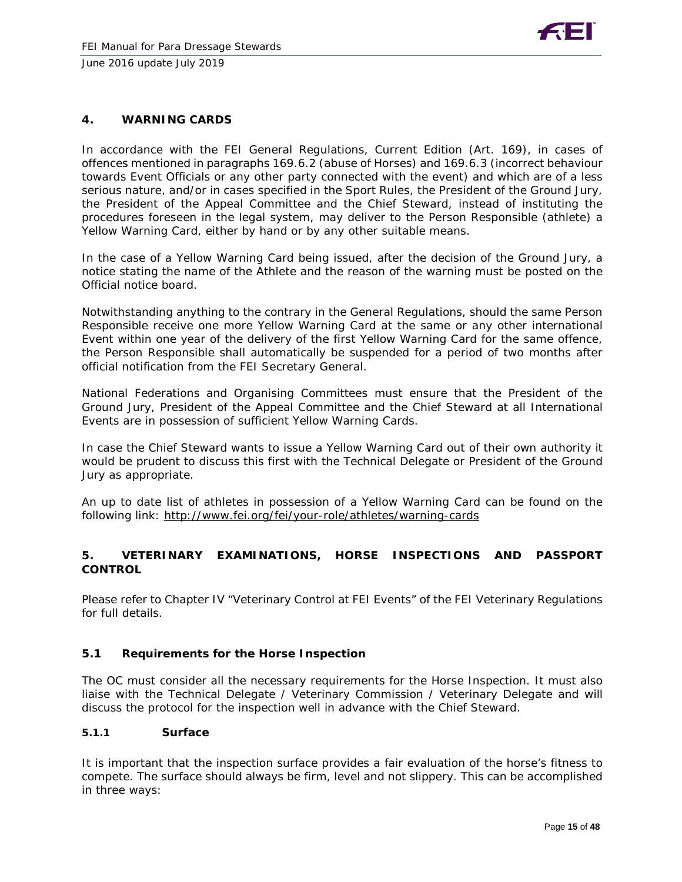## 4. WARNING CARDS

In accordance with the FEI General Regulations, Current Edition (Art. 169), in cases of offences mentioned in paragraphs 169.6.2 (abuse of Horses) and 169.6.3 (incorrect behaviour towards Event Officials or any other party connected with the event) and which are of a less serious nature, and/or in cases specified in the Sport Rules, the President of the Ground Jury, the President of the Appeal Committee and the Chief Steward, instead of instituting the procedures foreseen in the legal system, may deliver to the Person Responsible (athlete) a Yellow Warning Card, either by hand or by any other suitable means.

In the case of a Yellow Warning Card being issued, after the decision of the Ground Jury, a notice stating the name of the Athlete and the reason of the warning must be posted on the Official notice board.

Notwithstanding anything to the contrary in the General Regulations, should the same Person Responsible receive one more Yellow Warning Card at the same or any other international Event within one year of the delivery of the first Yellow Warning Card for the same offence, the Person Responsible shall automatically be suspended for a period of two months after official notification from the FEI Secretary General.

National Federations and Organising Committees must ensure that the President of the Ground Jury, President of the Appeal Committee and the Chief Steward at all International Events are in possession of sufficient Yellow Warning Cards.

In case the Chief Steward wants to issue a Yellow Warning Card out of their own authority it would be prudent to discuss this first with the Technical Delegate or President of the Ground Jury as appropriate.

An up to date list of athletes in possession of a Yellow Warning Card can be found on the following link: http://www.fei.org/fei/your-role/athletes/warning-cards

## 5. VETERINARY EXAMINATIONS, HORSE INSPECTIONS AND PASSPORT CONTROL

Please refer to Chapter IV "Veterinary Control at FEI Events" of the FEI Veterinary Regulations for full details.

### 5.1 Requirements for the Horse Inspection

The OC must consider all the necessary requirements for the Horse Inspection. It must also liaise with the Technical Delegate / Veterinary Commission / Veterinary Delegate and will discuss the protocol for the inspection well in advance with the Chief Steward.

#### 5.1.1 Surface

It is important that the inspection surface provides a fair evaluation of the horse's fitness to compete. The surface should always be firm, level and not slippery. This can be accomplished in three ways: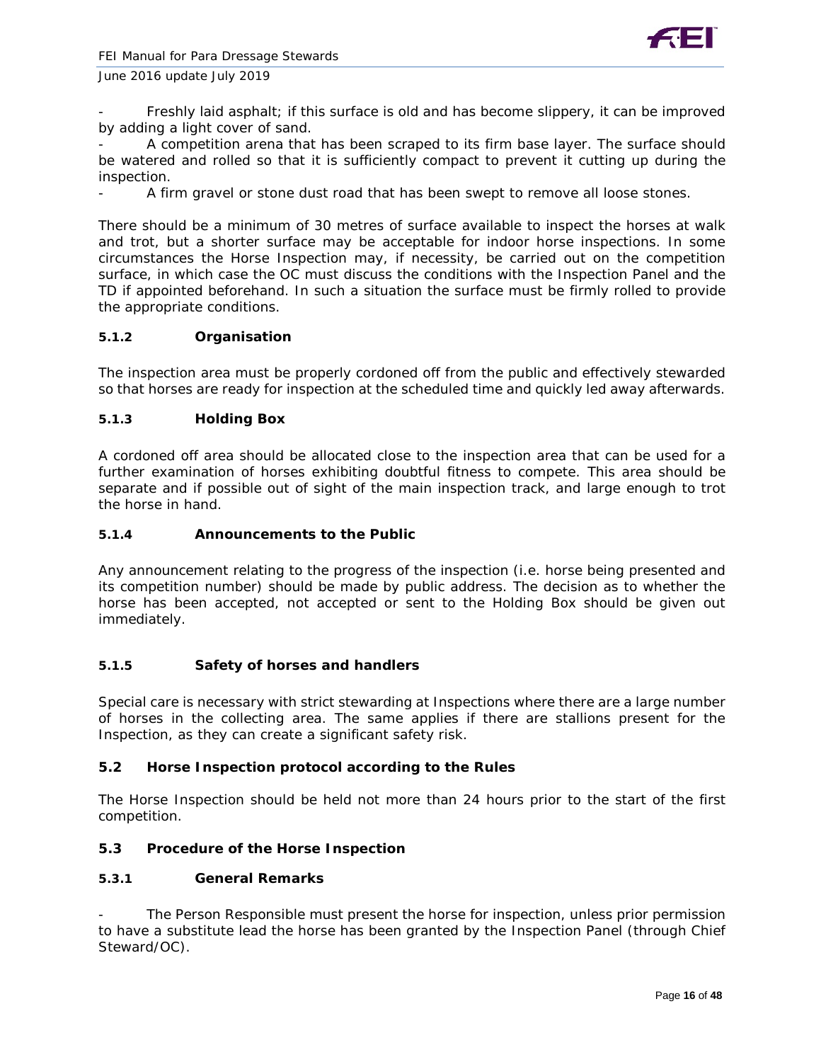- Freshly laid asphalt; if this surface is old and has become slippery, it can be improved by adding a light cover of sand.
- A competition arena that has been scraped to its firm base layer. The surface should be watered and rolled so that it is sufficiently compact to prevent it cutting up during the inspection.
- A firm gravel or stone dust road that has been swept to remove all loose stones.

There should be a minimum of 30 metres of surface available to inspect the horses at walk and trot, but a shorter surface may be acceptable for indoor horse inspections. In some circumstances the Horse Inspection may, if necessity, be carried out on the competition surface, in which case the OC must discuss the conditions with the Inspection Panel and the TD if appointed beforehand. In such a situation the surface must be firmly rolled to provide the appropriate conditions.

#### 5.1.2 Organisation

The inspection area must be properly cordoned off from the public and effectively stewarded so that horses are ready for inspection at the scheduled time and quickly led away afterwards.

#### 5.1.3 Holding Box

A cordoned off area should be allocated close to the inspection area that can be used for a further examination of horses exhibiting doubtful fitness to compete. This area should be separate and if possible out of sight of the main inspection track, and large enough to trot the horse in hand.

#### 5.1.4 Announcements to the Public

Any announcement relating to the progress of the inspection (i.e. horse being presented and its competition number) should be made by public address. The decision as to whether the horse has been accepted, not accepted or sent to the Holding Box should be given out immediately.

#### 5.1.5 Safety of horses and handlers

Special care is necessary with strict stewarding at Inspections where there are a large number of horses in the collecting area. The same applies if there are stallions present for the Inspection, as they can create a significant safety risk.

### 5.2 Horse Inspection protocol according to the Rules

The Horse Inspection should be held not more than 24 hours prior to the start of the first competition.

### 5.3 Procedure of the Horse Inspection

#### 5.3.1 General Remarks

- The Person Responsible must present the horse for inspection, unless prior permission to have a substitute lead the horse has been granted by the Inspection Panel (through Chief Steward/OC).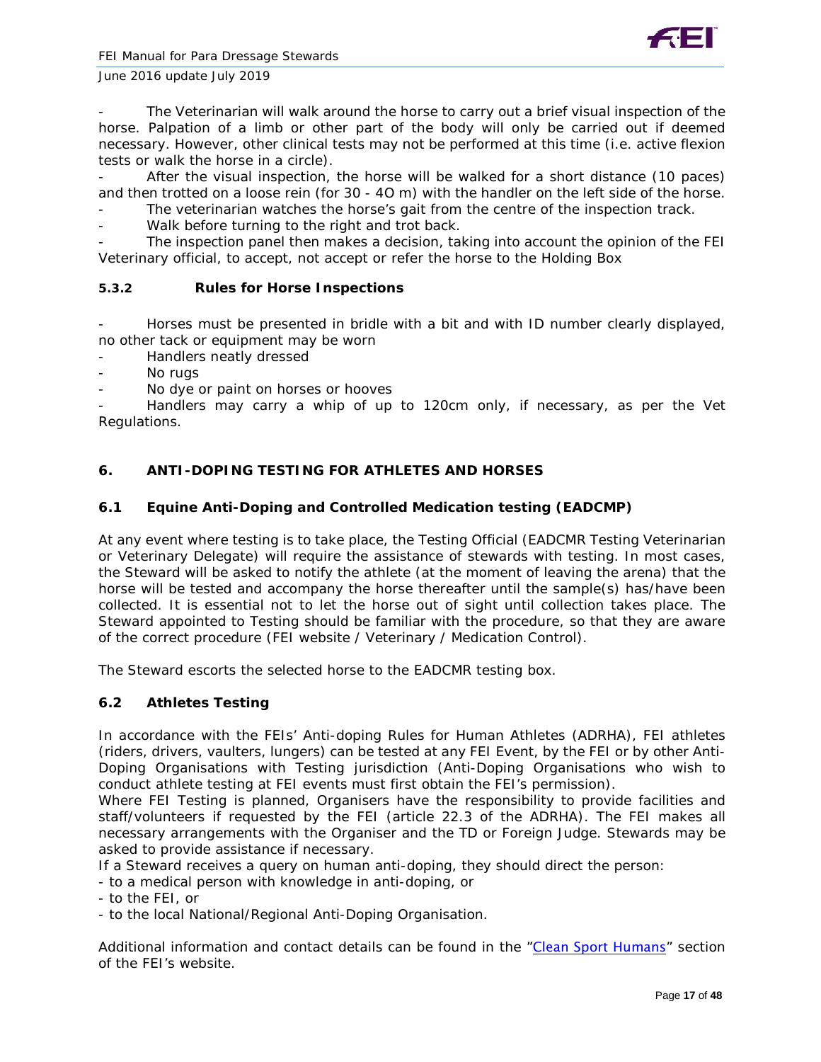- The Veterinarian will walk around the horse to carry out a brief visual inspection of the horse. Palpation of a limb or other part of the body will only be carried out if deemed necessary. However, other clinical tests may not be performed at this time (i.e. active flexion tests or walk the horse in a circle).
- After the visual inspection, the horse will be walked for a short distance (10 paces) and then trotted on a loose rein (for 30 - 4O m) with the handler on the left side of the horse.
- The veterinarian watches the horse's gait from the centre of the inspection track.
- Walk before turning to the right and trot back.
- The inspection panel then makes a decision, taking into account the opinion of the FEI Veterinary official, to accept, not accept or refer the horse to the Holding Box

#### 5.3.2 Rules for Horse Inspections

- Horses must be presented in bridle with a bit and with ID number clearly displayed, no other tack or equipment may be worn
- Handlers neatly dressed
- No rugs
- No dye or paint on horses or hooves
- Handlers may carry a whip of up to 120cm only, if necessary, as per the Vet Regulations.

## 6. ANTI-DOPING TESTING FOR ATHLETES AND HORSES

### 6.1 Equine Anti-Doping and Controlled Medication testing (EADCMP)

At any event where testing is to take place, the Testing Official (EADCMR Testing Veterinarian or Veterinary Delegate) will require the assistance of stewards with testing. In most cases, the Steward will be asked to notify the athlete (at the moment of leaving the arena) that the horse will be tested and accompany the horse thereafter until the sample(s) has/have been collected. It is essential not to let the horse out of sight until collection takes place. The Steward appointed to Testing should be familiar with the procedure, so that they are aware of the correct procedure (FEI website / Veterinary / Medication Control).

The Steward escorts the selected horse to the EADCMR testing box.

### 6.2 Athletes Testing

In accordance with the FEIs' Anti-doping Rules for Human Athletes (ADRHA), FEI athletes (riders, drivers, vaulters, lungers) can be tested at any FEI Event, by the FEI or by other Anti-Doping Organisations with Testing jurisdiction (Anti-Doping Organisations who wish to conduct athlete testing at FEI events must first obtain the FEI's permission).
Where FEI Testing is planned, Organisers have the responsibility to provide facilities and staff/volunteers if requested by the FEI (article 22.3 of the ADRHA). The FEI makes all necessary arrangements with the Organiser and the TD or Foreign Judge. Stewards may be asked to provide assistance if necessary.
If a Steward receives a query on human anti-doping, they should direct the person:
- to a medical person with knowledge in anti-doping, or
- to the FEI, or
- to the local National/Regional Anti-Doping Organisation.

Additional information and contact details can be found in the "Clean Sport Humans" section of the FEI's website.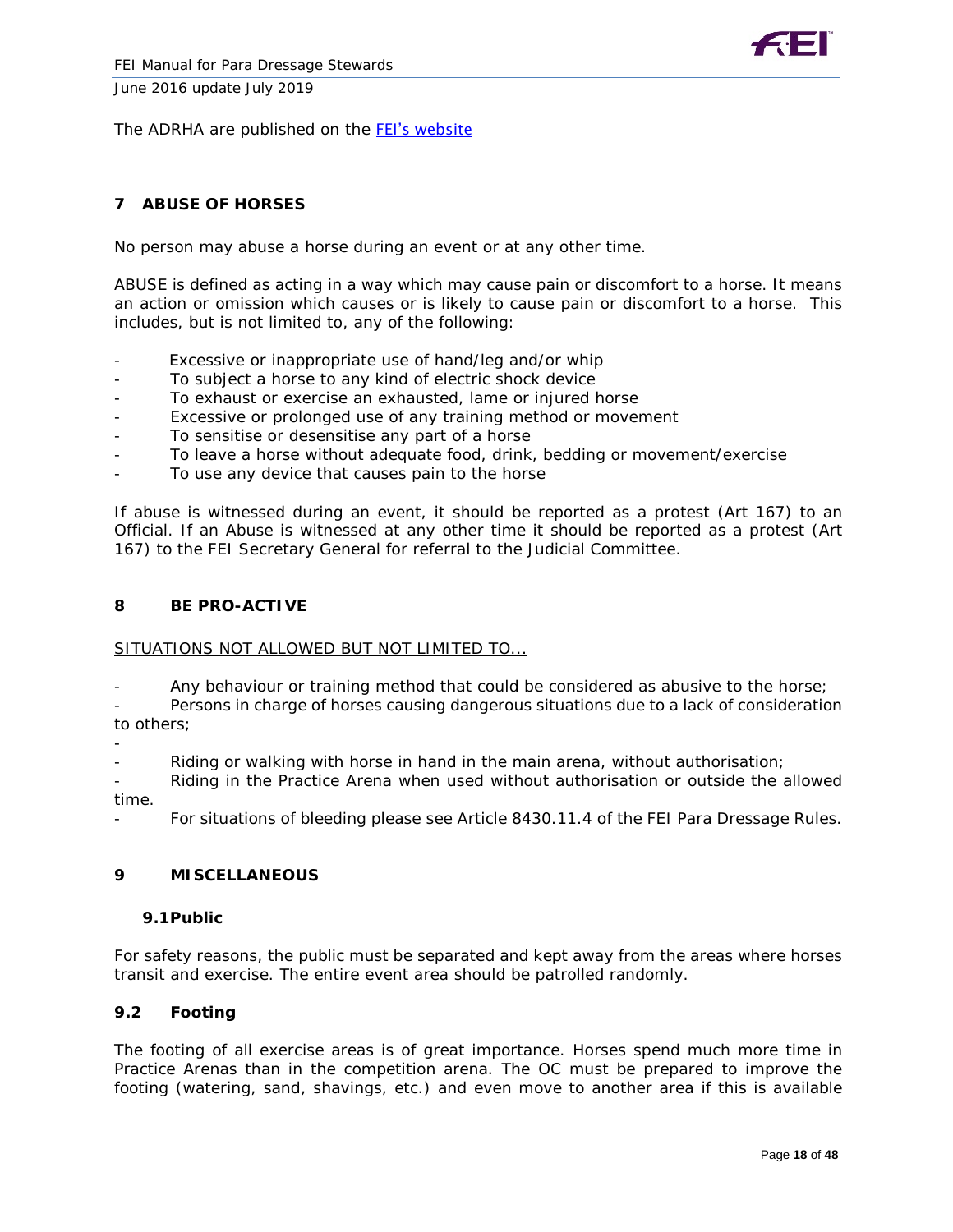The ADRHA are published on the [FEI's website](FEI's website)

## 7 ABUSE OF HORSES

No person may abuse a horse during an event or at any other time.

ABUSE is defined as acting in a way which may cause pain or discomfort to a horse. It means an action or omission which causes or is likely to cause pain or discomfort to a horse. This includes, but is not limited to, any of the following:

- Excessive or inappropriate use of hand/leg and/or whip
- To subject a horse to any kind of electric shock device
- To exhaust or exercise an exhausted, lame or injured horse
- Excessive or prolonged use of any training method or movement
- To sensitise or desensitise any part of a horse
- To leave a horse without adequate food, drink, bedding or movement/exercise
- To use any device that causes pain to the horse

If abuse is witnessed during an event, it should be reported as a protest (Art 167) to an Official. If an Abuse is witnessed at any other time it should be reported as a protest (Art 167) to the FEI Secretary General for referral to the Judicial Committee.

## 8 BE PRO-ACTIVE

SITUATIONS NOT ALLOWED BUT NOT LIMITED TO...

- Any behaviour or training method that could be considered as abusive to the horse;
- Persons in charge of horses causing dangerous situations due to a lack of consideration to others;
- 
- Riding or walking with horse in hand in the main arena, without authorisation;
- Riding in the Practice Arena when used without authorisation or outside the allowed time.
- For situations of bleeding please see Article 8430.11.4 of the FEI Para Dressage Rules.

## 9 MISCELLANEOUS

### 9.1 Public

For safety reasons, the public must be separated and kept away from the areas where horses transit and exercise. The entire event area should be patrolled randomly.

### 9.2 Footing

The footing of all exercise areas is of great importance. Horses spend much more time in Practice Arenas than in the competition arena. The OC must be prepared to improve the footing (watering, sand, shavings, etc.) and even move to another area if this is available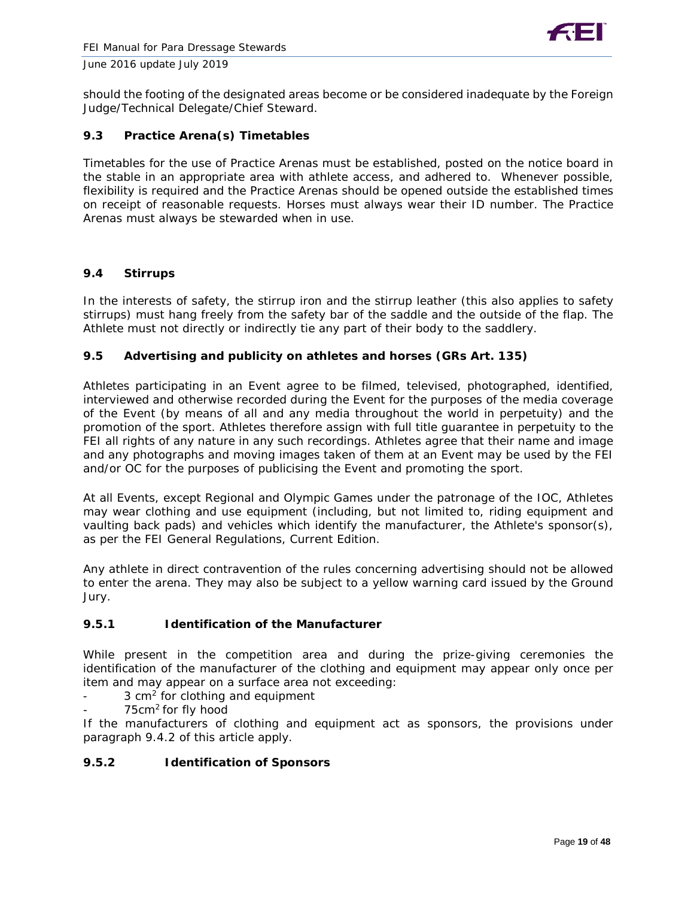should the footing of the designated areas become or be considered inadequate by the Foreign Judge/Technical Delegate/Chief Steward.

### 9.3 Practice Arena(s) Timetables

Timetables for the use of Practice Arenas must be established, posted on the notice board in the stable in an appropriate area with athlete access, and adhered to. Whenever possible, flexibility is required and the Practice Arenas should be opened outside the established times on receipt of reasonable requests. Horses must always wear their ID number. The Practice Arenas must always be stewarded when in use.

### 9.4 Stirrups

In the interests of safety, the stirrup iron and the stirrup leather (this also applies to safety stirrups) must hang freely from the safety bar of the saddle and the outside of the flap. The Athlete must not directly or indirectly tie any part of their body to the saddlery.

### 9.5 Advertising and publicity on athletes and horses (GRs Art. 135)

Athletes participating in an Event agree to be filmed, televised, photographed, identified, interviewed and otherwise recorded during the Event for the purposes of the media coverage of the Event (by means of all and any media throughout the world in perpetuity) and the promotion of the sport. Athletes therefore assign with full title guarantee in perpetuity to the FEI all rights of any nature in any such recordings. Athletes agree that their name and image and any photographs and moving images taken of them at an Event may be used by the FEI and/or OC for the purposes of publicising the Event and promoting the sport.

At all Events, except Regional and Olympic Games under the patronage of the IOC, Athletes may wear clothing and use equipment (including, but not limited to, riding equipment and vaulting back pads) and vehicles which identify the manufacturer, the Athlete's sponsor(s), as per the FEI General Regulations, Current Edition.

Any athlete in direct contravention of the rules concerning advertising should not be allowed to enter the arena. They may also be subject to a yellow warning card issued by the Ground Jury.

#### 9.5.1 Identification of the Manufacturer

While present in the competition area and during the prize-giving ceremonies the identification of the manufacturer of the clothing and equipment may appear only once per item and may appear on a surface area not exceeding:

- 3 $cm^2$ for clothing and equipment
- 75$cm^2$ for fly hood

If the manufacturers of clothing and equipment act as sponsors, the provisions under paragraph 9.4.2 of this article apply.

#### 9.5.2 Identification of Sponsors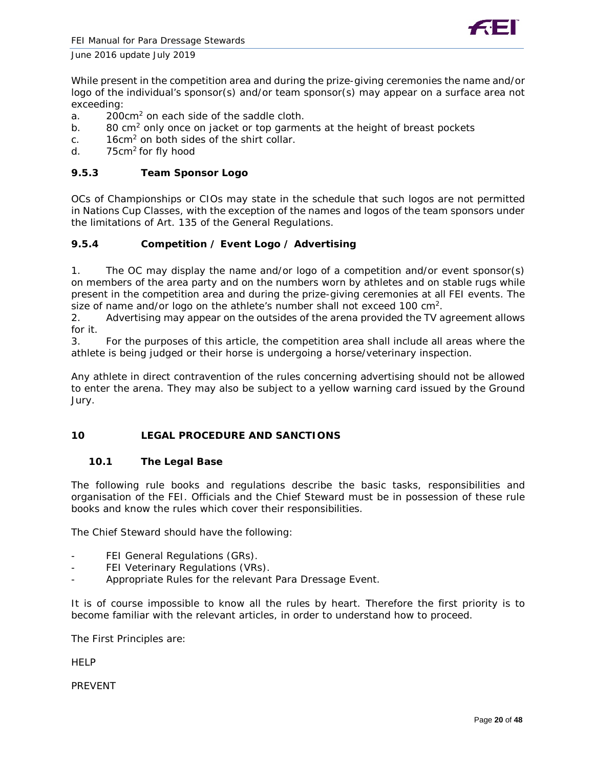While present in the competition area and during the prize-giving ceremonies the name and/or logo of the individual's sponsor(s) and/or team sponsor(s) may appear on a surface area not exceeding:

a. 200cm$^2$ on each side of the saddle cloth.
b. 80 cm$^2$ only once on jacket or top garments at the height of breast pockets
c. 16cm$^2$ on both sides of the shirt collar.
d. 75cm$^2$ for fly hood

### 9.5.3 Team Sponsor Logo

OCs of Championships or CIOs may state in the schedule that such logos are not permitted in Nations Cup Classes, with the exception of the names and logos of the team sponsors under the limitations of Art. 135 of the General Regulations.

### 9.5.4 Competition / Event Logo / Advertising

1. The OC may display the name and/or logo of a competition and/or event sponsor(s) on members of the area party and on the numbers worn by athletes and on stable rugs while present in the competition area and during the prize-giving ceremonies at all FEI events. The size of name and/or logo on the athlete's number shall not exceed 100 cm$^2$.
2. Advertising may appear on the outsides of the arena provided the TV agreement allows for it.
3. For the purposes of this article, the competition area shall include all areas where the athlete is being judged or their horse is undergoing a horse/veterinary inspection.

Any athlete in direct contravention of the rules concerning advertising should not be allowed to enter the arena. They may also be subject to a yellow warning card issued by the Ground Jury.

## 10 LEGAL PROCEDURE AND SANCTIONS

### 10.1 The Legal Base

The following rule books and regulations describe the basic tasks, responsibilities and organisation of the FEI. Officials and the Chief Steward must be in possession of these rule books and know the rules which cover their responsibilities.

The Chief Steward should have the following:

- FEI General Regulations (GRs).
- FEI Veterinary Regulations (VRs).
- Appropriate Rules for the relevant Para Dressage Event.

It is of course impossible to know all the rules by heart. Therefore the first priority is to become familiar with the relevant articles, in order to understand how to proceed.

The First Principles are:

HELP

PREVENT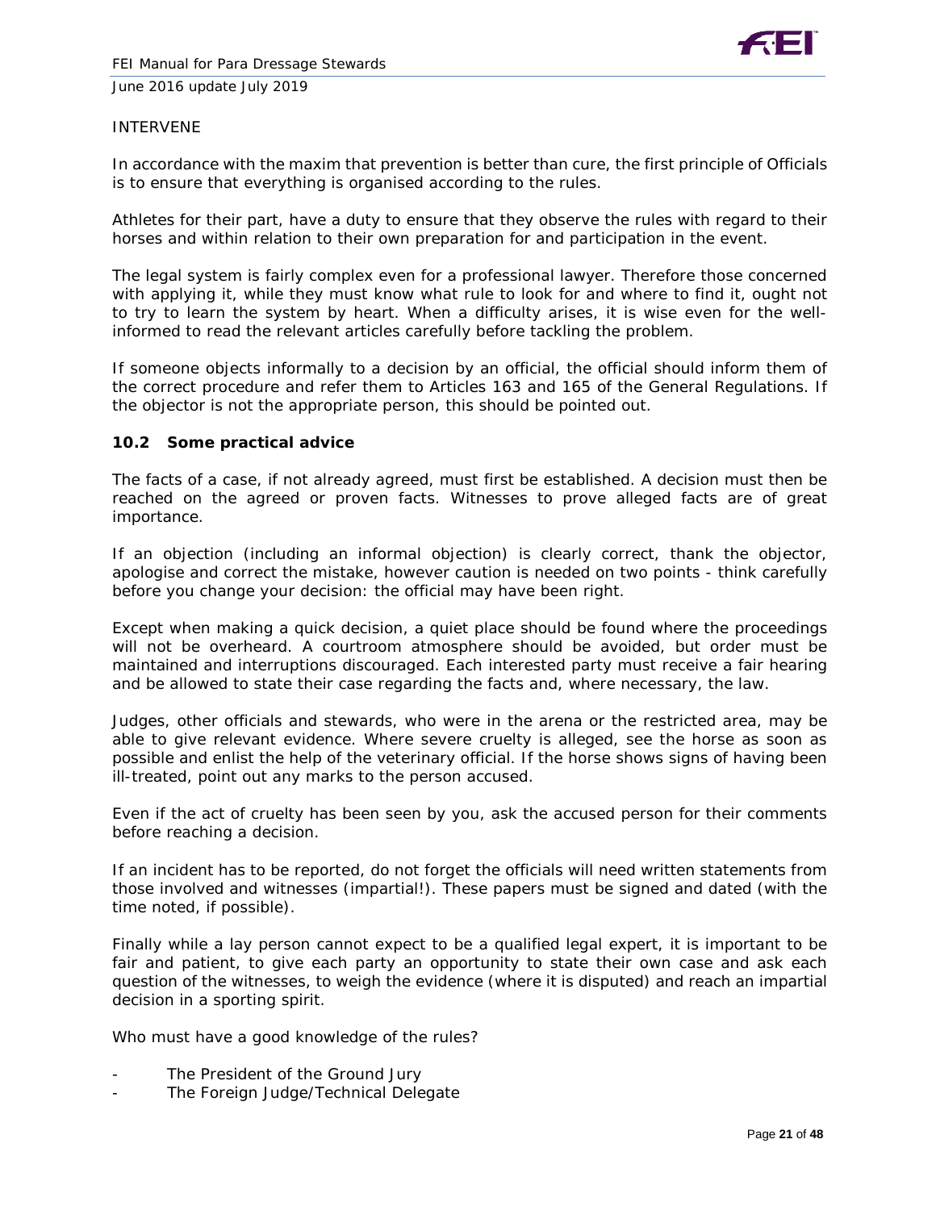INTERVENE

In accordance with the maxim that prevention is better than cure, the first principle of Officials is to ensure that everything is organised according to the rules.

Athletes for their part, have a duty to ensure that they observe the rules with regard to their horses and within relation to their own preparation for and participation in the event.

The legal system is fairly complex even for a professional lawyer. Therefore those concerned with applying it, while they must know what rule to look for and where to find it, ought not to try to learn the system by heart. When a difficulty arises, it is wise even for the well-informed to read the relevant articles carefully before tackling the problem.

If someone objects informally to a decision by an official, the official should inform them of the correct procedure and refer them to Articles 163 and 165 of the General Regulations. If the objector is not the appropriate person, this should be pointed out.

### 10.2 Some practical advice

The facts of a case, if not already agreed, must first be established. A decision must then be reached on the agreed or proven facts. Witnesses to prove alleged facts are of great importance.

If an objection (including an informal objection) is clearly correct, thank the objector, apologise and correct the mistake, however caution is needed on two points - think carefully before you change your decision: the official may have been right.

Except when making a quick decision, a quiet place should be found where the proceedings will not be overheard. A courtroom atmosphere should be avoided, but order must be maintained and interruptions discouraged. Each interested party must receive a fair hearing and be allowed to state their case regarding the facts and, where necessary, the law.

Judges, other officials and stewards, who were in the arena or the restricted area, may be able to give relevant evidence. Where severe cruelty is alleged, see the horse as soon as possible and enlist the help of the veterinary official. If the horse shows signs of having been ill-treated, point out any marks to the person accused.

Even if the act of cruelty has been seen by you, ask the accused person for their comments before reaching a decision.

If an incident has to be reported, do not forget the officials will need written statements from those involved and witnesses (impartial!). These papers must be signed and dated (with the time noted, if possible).

Finally while a lay person cannot expect to be a qualified legal expert, it is important to be fair and patient, to give each party an opportunity to state their own case and ask each question of the witnesses, to weigh the evidence (where it is disputed) and reach an impartial decision in a sporting spirit.

Who must have a good knowledge of the rules?

- The President of the Ground Jury
- The Foreign Judge/Technical Delegate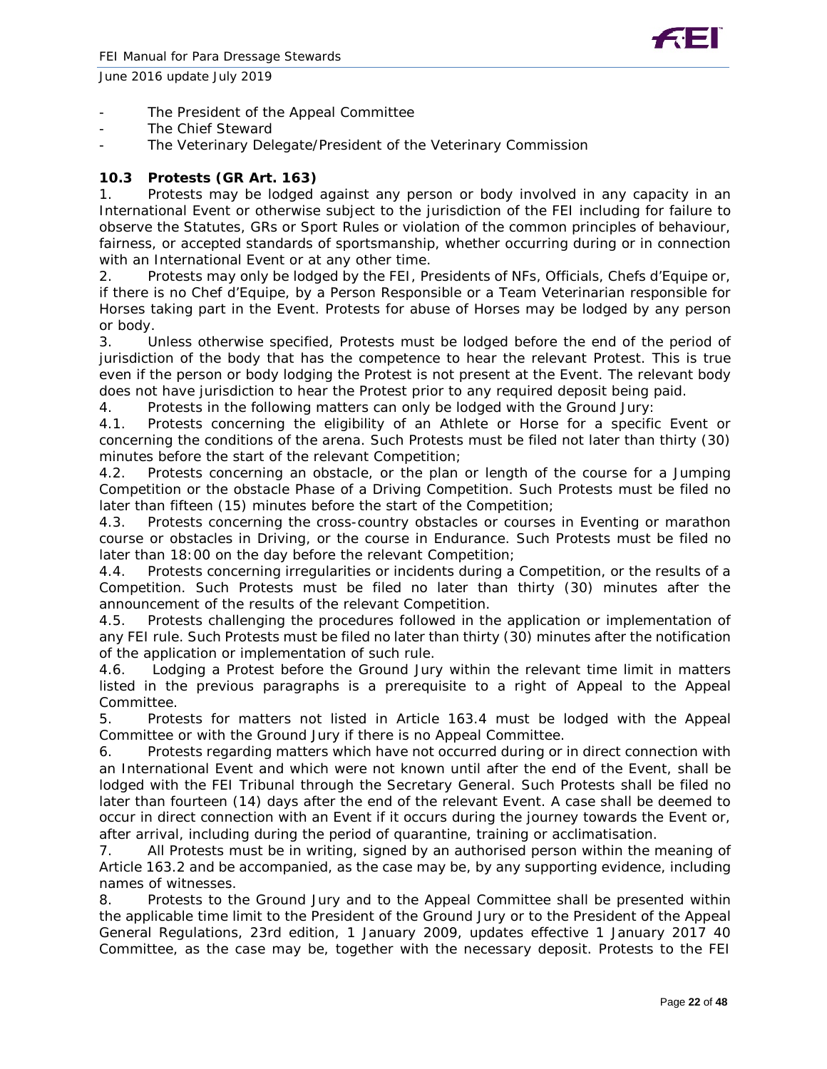- The President of the Appeal Committee
- The Chief Steward
- The Veterinary Delegate/President of the Veterinary Commission

### 10.3 Protests (GR Art. 163)

1. Protests may be lodged against any person or body involved in any capacity in an International Event or otherwise subject to the jurisdiction of the FEI including for failure to observe the Statutes, GRs or Sport Rules or violation of the common principles of behaviour, fairness, or accepted standards of sportsmanship, whether occurring during or in connection with an International Event or at any other time.

2. Protests may only be lodged by the FEI, Presidents of NFs, Officials, Chefs d'Equipe or, if there is no Chef d'Equipe, by a Person Responsible or a Team Veterinarian responsible for Horses taking part in the Event. Protests for abuse of Horses may be lodged by any person or body.

3. Unless otherwise specified, Protests must be lodged before the end of the period of jurisdiction of the body that has the competence to hear the relevant Protest. This is true even if the person or body lodging the Protest is not present at the Event. The relevant body does not have jurisdiction to hear the Protest prior to any required deposit being paid.

4. Protests in the following matters can only be lodged with the Ground Jury:

4.1. Protests concerning the eligibility of an Athlete or Horse for a specific Event or concerning the conditions of the arena. Such Protests must be filed not later than thirty (30) minutes before the start of the relevant Competition;

4.2. Protests concerning an obstacle, or the plan or length of the course for a Jumping Competition or the obstacle Phase of a Driving Competition. Such Protests must be filed no later than fifteen (15) minutes before the start of the Competition;

4.3. Protests concerning the cross-country obstacles or courses in Eventing or marathon course or obstacles in Driving, or the course in Endurance. Such Protests must be filed no later than 18:00 on the day before the relevant Competition;

4.4. Protests concerning irregularities or incidents during a Competition, or the results of a Competition. Such Protests must be filed no later than thirty (30) minutes after the announcement of the results of the relevant Competition.

4.5. Protests challenging the procedures followed in the application or implementation of any FEI rule. Such Protests must be filed no later than thirty (30) minutes after the notification of the application or implementation of such rule.

4.6. Lodging a Protest before the Ground Jury within the relevant time limit in matters listed in the previous paragraphs is a prerequisite to a right of Appeal to the Appeal Committee.

5. Protests for matters not listed in Article 163.4 must be lodged with the Appeal Committee or with the Ground Jury if there is no Appeal Committee.

6. Protests regarding matters which have not occurred during or in direct connection with an International Event and which were not known until after the end of the Event, shall be lodged with the FEI Tribunal through the Secretary General. Such Protests shall be filed no later than fourteen (14) days after the end of the relevant Event. A case shall be deemed to occur in direct connection with an Event if it occurs during the journey towards the Event or, after arrival, including during the period of quarantine, training or acclimatisation.

7. All Protests must be in writing, signed by an authorised person within the meaning of Article 163.2 and be accompanied, as the case may be, by any supporting evidence, including names of witnesses.

8. Protests to the Ground Jury and to the Appeal Committee shall be presented within the applicable time limit to the President of the Ground Jury or to the President of the Appeal General Regulations, 23rd edition, 1 January 2009, updates effective 1 January 2017 40 Committee, as the case may be, together with the necessary deposit. Protests to the FEI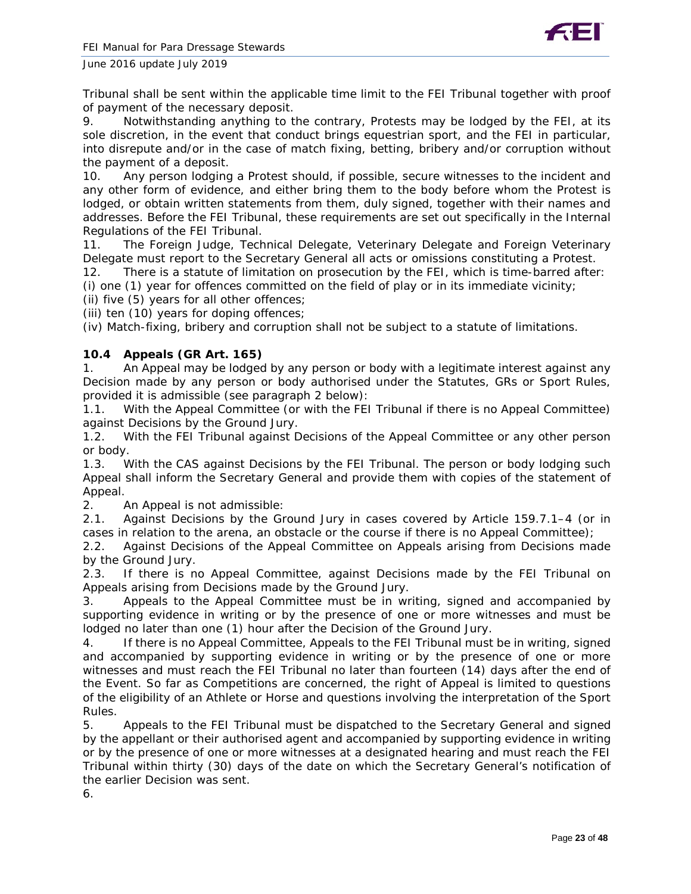Tribunal shall be sent within the applicable time limit to the FEI Tribunal together with proof of payment of the necessary deposit.

9. Notwithstanding anything to the contrary, Protests may be lodged by the FEI, at its sole discretion, in the event that conduct brings equestrian sport, and the FEI in particular, into disrepute and/or in the case of match fixing, betting, bribery and/or corruption without the payment of a deposit.

10. Any person lodging a Protest should, if possible, secure witnesses to the incident and any other form of evidence, and either bring them to the body before whom the Protest is lodged, or obtain written statements from them, duly signed, together with their names and addresses. Before the FEI Tribunal, these requirements are set out specifically in the Internal Regulations of the FEI Tribunal.

11. The Foreign Judge, Technical Delegate, Veterinary Delegate and Foreign Veterinary Delegate must report to the Secretary General all acts or omissions constituting a Protest.

12. There is a statute of limitation on prosecution by the FEI, which is time-barred after:
(i) one (1) year for offences committed on the field of play or in its immediate vicinity;
(ii) five (5) years for all other offences;
(iii) ten (10) years for doping offences;
(iv) Match-fixing, bribery and corruption shall not be subject to a statute of limitations.

### 10.4 Appeals (GR Art. 165)

1. An Appeal may be lodged by any person or body with a legitimate interest against any Decision made by any person or body authorised under the Statutes, GRs or Sport Rules, provided it is admissible (see paragraph 2 below):

1.1. With the Appeal Committee (or with the FEI Tribunal if there is no Appeal Committee) against Decisions by the Ground Jury.

1.2. With the FEI Tribunal against Decisions of the Appeal Committee or any other person or body.

1.3. With the CAS against Decisions by the FEI Tribunal. The person or body lodging such Appeal shall inform the Secretary General and provide them with copies of the statement of Appeal.

2. An Appeal is not admissible:

2.1. Against Decisions by the Ground Jury in cases covered by Article 159.7.1–4 (or in cases in relation to the arena, an obstacle or the course if there is no Appeal Committee);

2.2. Against Decisions of the Appeal Committee on Appeals arising from Decisions made by the Ground Jury.

2.3. If there is no Appeal Committee, against Decisions made by the FEI Tribunal on Appeals arising from Decisions made by the Ground Jury.

3. Appeals to the Appeal Committee must be in writing, signed and accompanied by supporting evidence in writing or by the presence of one or more witnesses and must be lodged no later than one (1) hour after the Decision of the Ground Jury.

4. If there is no Appeal Committee, Appeals to the FEI Tribunal must be in writing, signed and accompanied by supporting evidence in writing or by the presence of one or more witnesses and must reach the FEI Tribunal no later than fourteen (14) days after the end of the Event. So far as Competitions are concerned, the right of Appeal is limited to questions of the eligibility of an Athlete or Horse and questions involving the interpretation of the Sport Rules.

5. Appeals to the FEI Tribunal must be dispatched to the Secretary General and signed by the appellant or their authorised agent and accompanied by supporting evidence in writing or by the presence of one or more witnesses at a designated hearing and must reach the FEI Tribunal within thirty (30) days of the date on which the Secretary General's notification of the earlier Decision was sent.

6.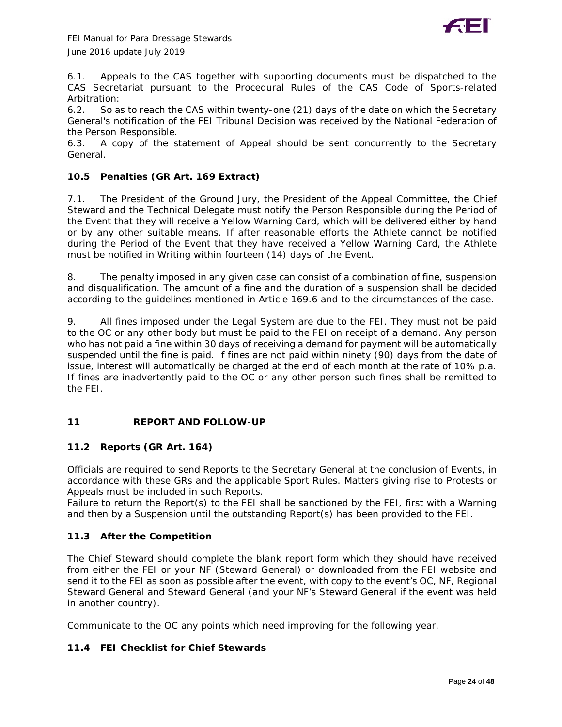6.1. Appeals to the CAS together with supporting documents must be dispatched to the CAS Secretariat pursuant to the Procedural Rules of the CAS Code of Sports-related Arbitration:

6.2. So as to reach the CAS within twenty-one (21) days of the date on which the Secretary General's notification of the FEI Tribunal Decision was received by the National Federation of the Person Responsible.

6.3. A copy of the statement of Appeal should be sent concurrently to the Secretary General.

### 10.5 Penalties (GR Art. 169 Extract)

7.1. The President of the Ground Jury, the President of the Appeal Committee, the Chief Steward and the Technical Delegate must notify the Person Responsible during the Period of the Event that they will receive a Yellow Warning Card, which will be delivered either by hand or by any other suitable means. If after reasonable efforts the Athlete cannot be notified during the Period of the Event that they have received a Yellow Warning Card, the Athlete must be notified in Writing within fourteen (14) days of the Event.

8. The penalty imposed in any given case can consist of a combination of fine, suspension and disqualification. The amount of a fine and the duration of a suspension shall be decided according to the guidelines mentioned in Article 169.6 and to the circumstances of the case.

9. All fines imposed under the Legal System are due to the FEI. They must not be paid to the OC or any other body but must be paid to the FEI on receipt of a demand. Any person who has not paid a fine within 30 days of receiving a demand for payment will be automatically suspended until the fine is paid. If fines are not paid within ninety (90) days from the date of issue, interest will automatically be charged at the end of each month at the rate of 10% p.a. If fines are inadvertently paid to the OC or any other person such fines shall be remitted to the FEI.

## 11 REPORT AND FOLLOW-UP

### 11.2 Reports (GR Art. 164)

*Officials are required to send Reports to the Secretary General at the conclusion of Events, in accordance with these GRs and the applicable Sport Rules. Matters giving rise to Protests or Appeals must be included in such Reports.*
*Failure to return the Report(s) to the FEI shall be sanctioned by the FEI, first with a Warning and then by a Suspension until the outstanding Report(s) has been provided to the FEI.*

### 11.3 After the Competition

The Chief Steward should complete the blank report form which they should have received from either the FEI or your NF (Steward General) or downloaded from the FEI website and send it to the FEI as soon as possible after the event, with copy to the event's OC, NF, Regional Steward General and Steward General (and your NF's Steward General if the event was held in another country).

Communicate to the OC any points which need improving for the following year.

### 11.4 FEI Checklist for Chief Stewards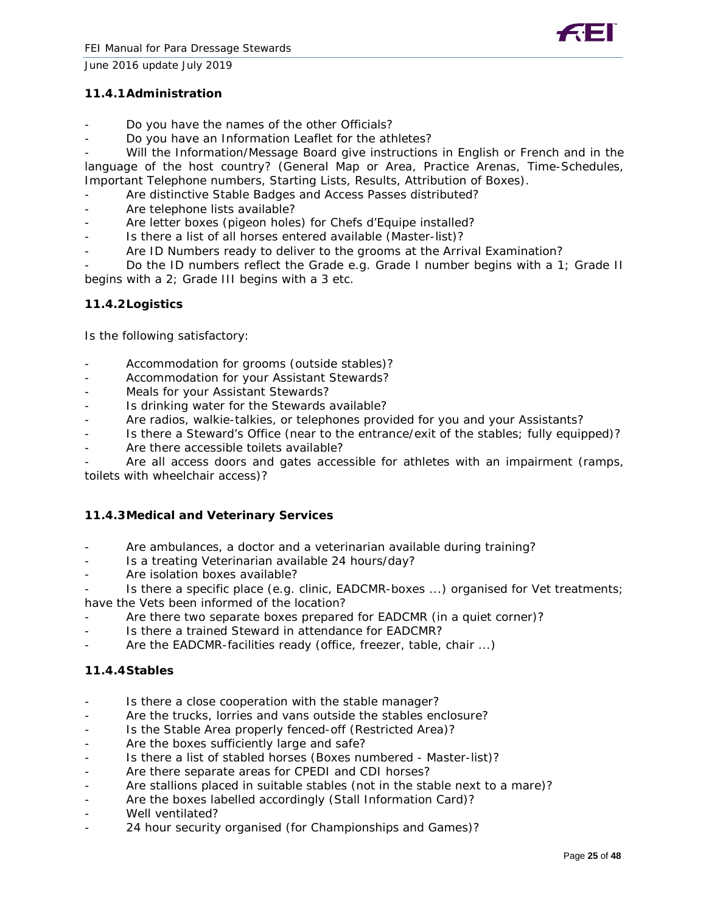### 11.4.1 Administration

- Do you have the names of the other Officials?
- Do you have an Information Leaflet for the athletes?
- Will the Information/Message Board give instructions in English or French and in the language of the host country? (General Map or Area, Practice Arenas, Time-Schedules, Important Telephone numbers, Starting Lists, Results, Attribution of Boxes).
- Are distinctive Stable Badges and Access Passes distributed?
- Are telephone lists available?
- Are letter boxes (pigeon holes) for Chefs d'Equipe installed?
- Is there a list of all horses entered available (Master-list)?
- Are ID Numbers ready to deliver to the grooms at the Arrival Examination?
- Do the ID numbers reflect the Grade e.g. Grade I number begins with a 1; Grade II begins with a 2; Grade III begins with a 3 etc.

### 11.4.2 Logistics

Is the following satisfactory:

- Accommodation for grooms (outside stables)?
- Accommodation for your Assistant Stewards?
- Meals for your Assistant Stewards?
- Is drinking water for the Stewards available?
- Are radios, walkie-talkies, or telephones provided for you and your Assistants?
- Is there a Steward's Office (near to the entrance/exit of the stables; fully equipped)?
- Are there accessible toilets available?
- Are all access doors and gates accessible for athletes with an impairment (ramps, toilets with wheelchair access)?

### 11.4.3 Medical and Veterinary Services

- Are ambulances, a doctor and a veterinarian available during training?
- Is a treating Veterinarian available 24 hours/day?
- Are isolation boxes available?
- Is there a specific place (e.g. clinic, EADCMR-boxes ...) organised for Vet treatments; have the Vets been informed of the location?
- Are there two separate boxes prepared for EADCMR (in a quiet corner)?
- Is there a trained Steward in attendance for EADCMR?
- Are the EADCMR-facilities ready (office, freezer, table, chair ...)

### 11.4.4 Stables

- Is there a close cooperation with the stable manager?
- Are the trucks, lorries and vans outside the stables enclosure?
- Is the Stable Area properly fenced-off (Restricted Area)?
- Are the boxes sufficiently large and safe?
- Is there a list of stabled horses (Boxes numbered - Master-list)?
- Are there separate areas for CPEDI and CDI horses?
- Are stallions placed in suitable stables (not in the stable next to a mare)?
- Are the boxes labelled accordingly (Stall Information Card)?
- Well ventilated?
- 24 hour security organised (for Championships and Games)?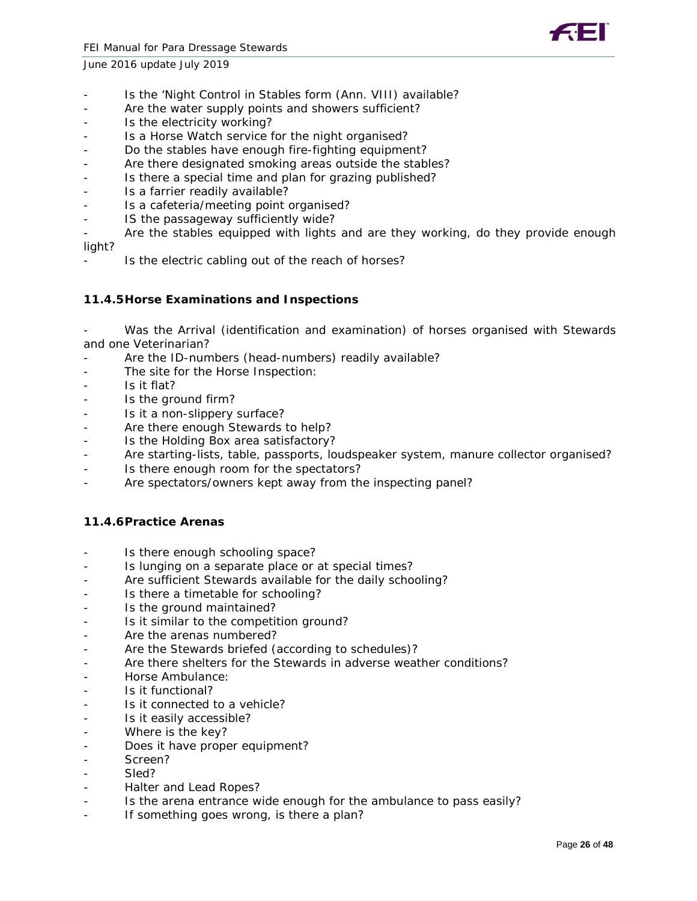- Is the 'Night Control in Stables form (Ann. VIII) available?
- Are the water supply points and showers sufficient?
- Is the electricity working?
- Is a Horse Watch service for the night organised?
- Do the stables have enough fire-fighting equipment?
- Are there designated smoking areas outside the stables?
- Is there a special time and plan for grazing published?
- Is a farrier readily available?
- Is a cafeteria/meeting point organised?
- IS the passageway sufficiently wide?
- Are the stables equipped with lights and are they working, do they provide enough light?
- Is the electric cabling out of the reach of horses?

### 11.4.5 Horse Examinations and Inspections

- Was the Arrival (identification and examination) of horses organised with Stewards and one Veterinarian?
- Are the ID-numbers (head-numbers) readily available?
- The site for the Horse Inspection:
- Is it flat?
- Is the ground firm?
- Is it a non-slippery surface?
- Are there enough Stewards to help?
- Is the Holding Box area satisfactory?
- Are starting-lists, table, passports, loudspeaker system, manure collector organised?
- Is there enough room for the spectators?
- Are spectators/owners kept away from the inspecting panel?

### 11.4.6 Practice Arenas

- Is there enough schooling space?
- Is lunging on a separate place or at special times?
- Are sufficient Stewards available for the daily schooling?
- Is there a timetable for schooling?
- Is the ground maintained?
- Is it similar to the competition ground?
- Are the arenas numbered?
- Are the Stewards briefed (according to schedules)?
- Are there shelters for the Stewards in adverse weather conditions?
- Horse Ambulance:
- Is it functional?
- Is it connected to a vehicle?
- Is it easily accessible?
- Where is the key?
- Does it have proper equipment?
- Screen?
- Sled?
- Halter and Lead Ropes?
- Is the arena entrance wide enough for the ambulance to pass easily?
- If something goes wrong, is there a plan?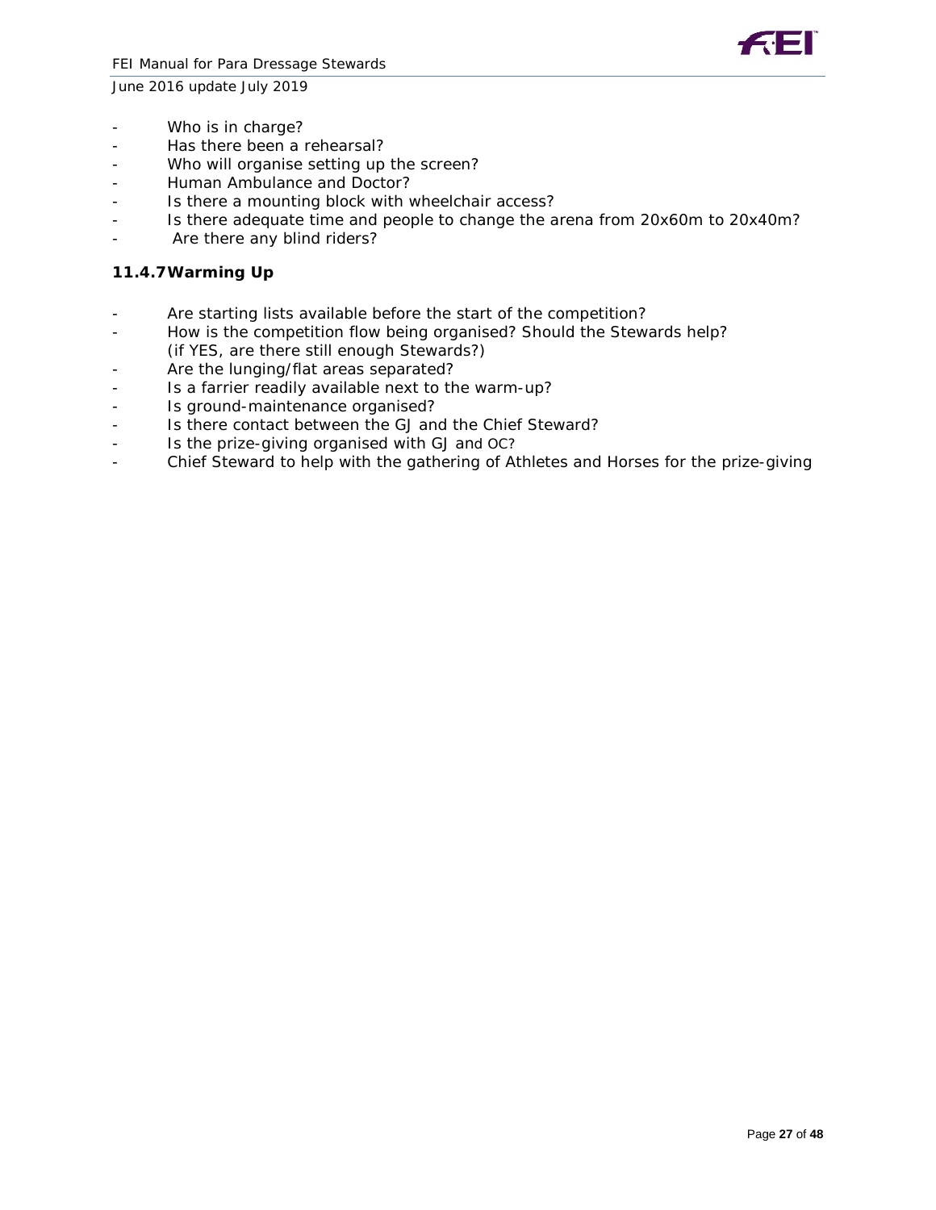- Who is in charge?
- Has there been a rehearsal?
- Who will organise setting up the screen?
- Human Ambulance and Doctor?
- Is there a mounting block with wheelchair access?
- Is there adequate time and people to change the arena from 20x60m to 20x40m?
- Are there any blind riders?

### 11.4.7 Warming Up

- Are starting lists available before the start of the competition?
- How is the competition flow being organised? Should the Stewards help? (if YES, are there still enough Stewards?)
- Are the lunging/flat areas separated?
- Is a farrier readily available next to the warm-up?
- Is ground-maintenance organised?
- Is there contact between the GJ and the Chief Steward?
- Is the prize-giving organised with GJ and OC?
- Chief Steward to help with the gathering of Athletes and Horses for the prize-giving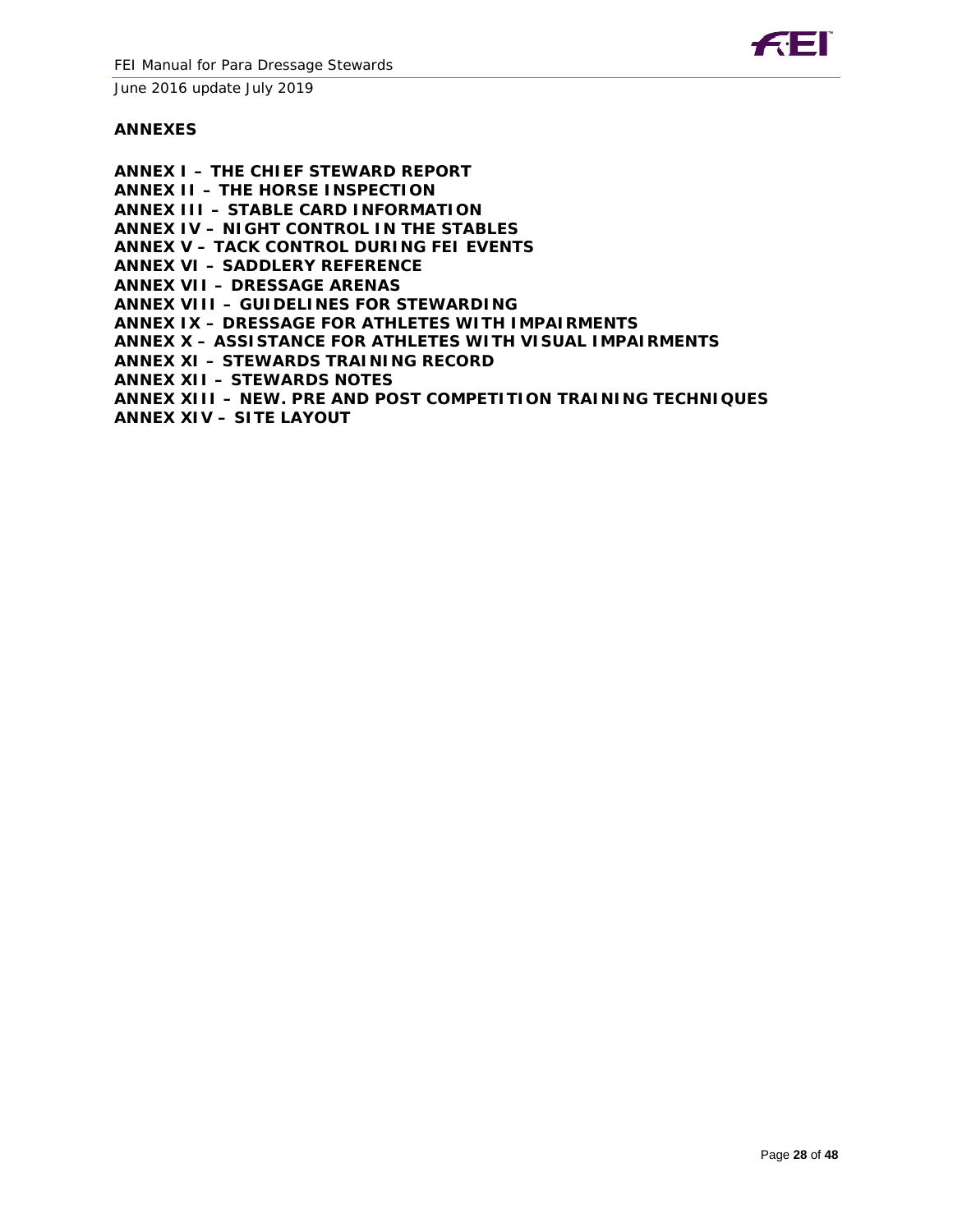## ANNEXES

**ANNEX I – THE CHIEF STEWARD REPORT**
**ANNEX II – THE HORSE INSPECTION**
**ANNEX III – STABLE CARD INFORMATION**
**ANNEX IV – NIGHT CONTROL IN THE STABLES**
**ANNEX V – TACK CONTROL DURING FEI EVENTS**
**ANNEX VI – SADDLERY REFERENCE**
**ANNEX VII – DRESSAGE ARENAS**
**ANNEX VIII – GUIDELINES FOR STEWARDING**
**ANNEX IX – DRESSAGE FOR ATHLETES WITH IMPAIRMENTS**
**ANNEX X – ASSISTANCE FOR ATHLETES WITH VISUAL IMPAIRMENTS**
**ANNEX XI – STEWARDS TRAINING RECORD**
**ANNEX XII – STEWARDS NOTES**
**ANNEX XIII – NEW. PRE AND POST COMPETITION TRAINING TECHNIQUES**
**ANNEX XIV – SITE LAYOUT**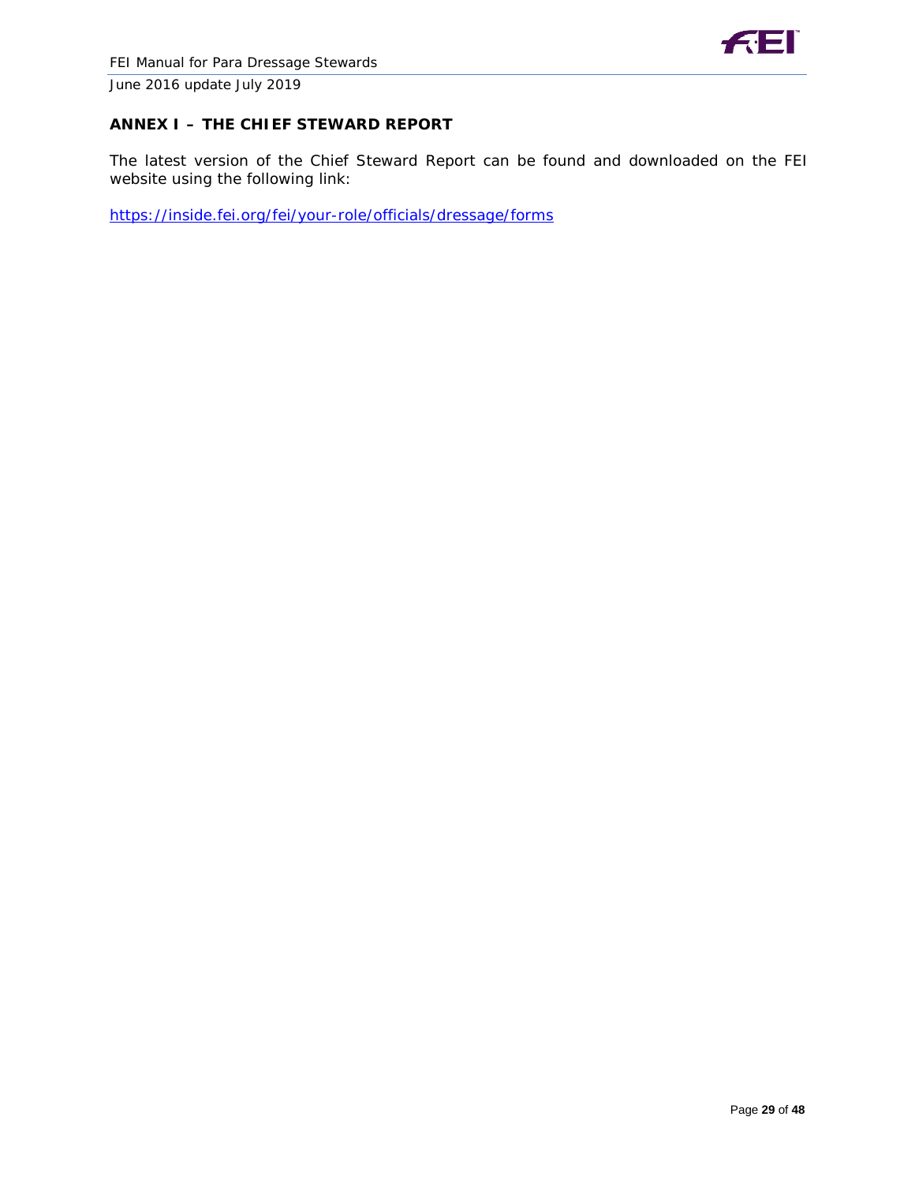## ANNEX I – THE CHIEF STEWARD REPORT

The latest version of the Chief Steward Report can be found and downloaded on the FEI website using the following link:

https://inside.fei.org/fei/your-role/officials/dressage/forms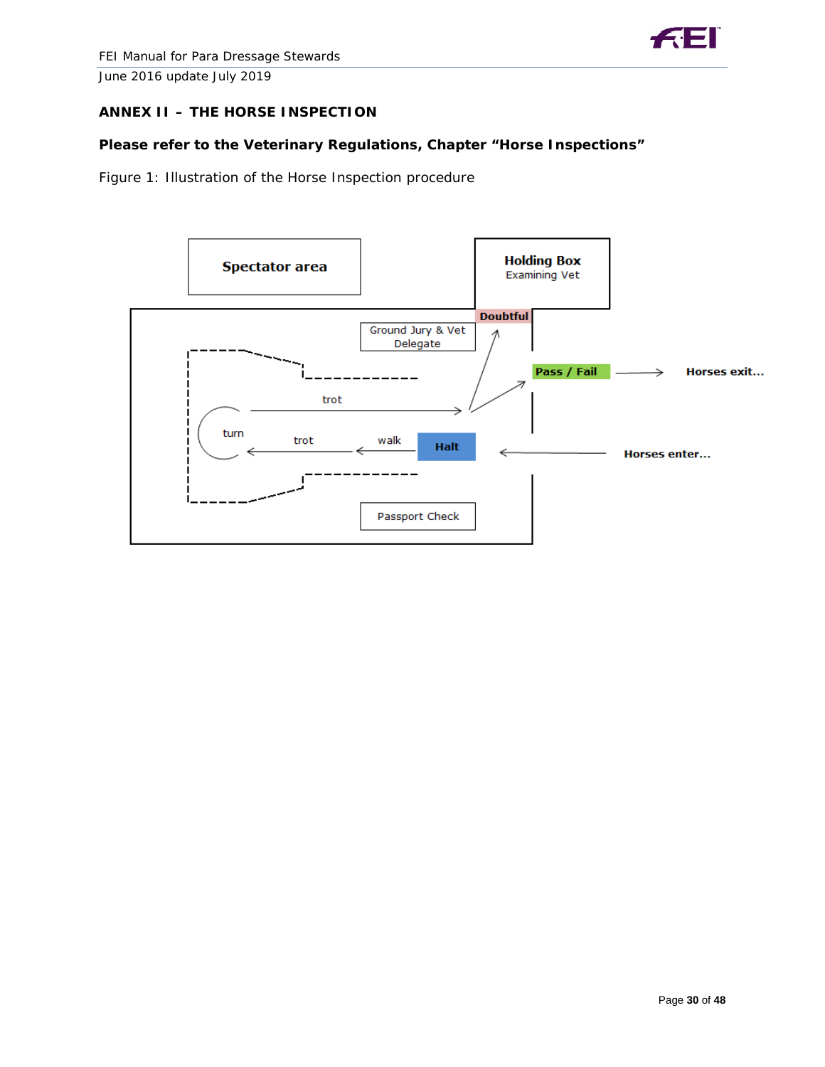## ANNEX II – THE HORSE INSPECTION

**Please refer to the Veterinary Regulations, Chapter "Horse Inspections"**

Figure 1: Illustration of the Horse Inspection procedure

Spectator area

Holding Box
Examining Vet

Doubtful

Ground Jury & Vet Delegate

Pass / Fail

Horses exit…

trot

turn

trot

walk

Halt

Horses enter…

Passport Check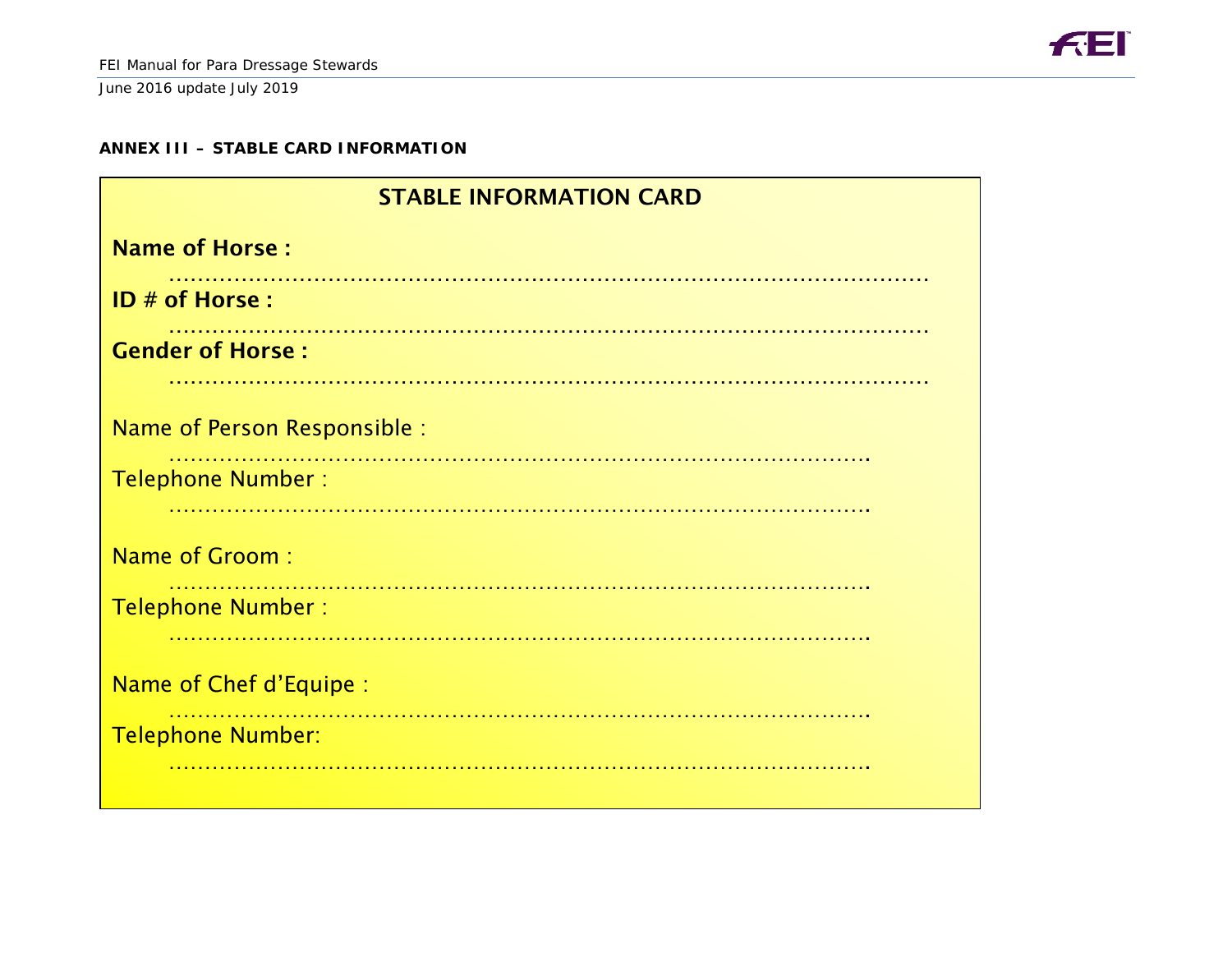**ANNEX III – STABLE CARD INFORMATION**

## STABLE INFORMATION CARD

**Name of Horse :**

……………………………………………………………………………………………

**ID # of Horse :**

……………………………………………………………………………………………

**Gender of Horse :**

……………………………………………………………………………………………

Name of Person Responsible :

…………………………………………………………………………………….

Telephone Number :

…………………………………………………………………………………….

Name of Groom :

…………………………………………………………………………………….

Telephone Number :

…………………………………………………………………………………….

Name of Chef d'Equipe :

…………………………………………………………………………………….

Telephone Number:

…………………………………………………………………………………….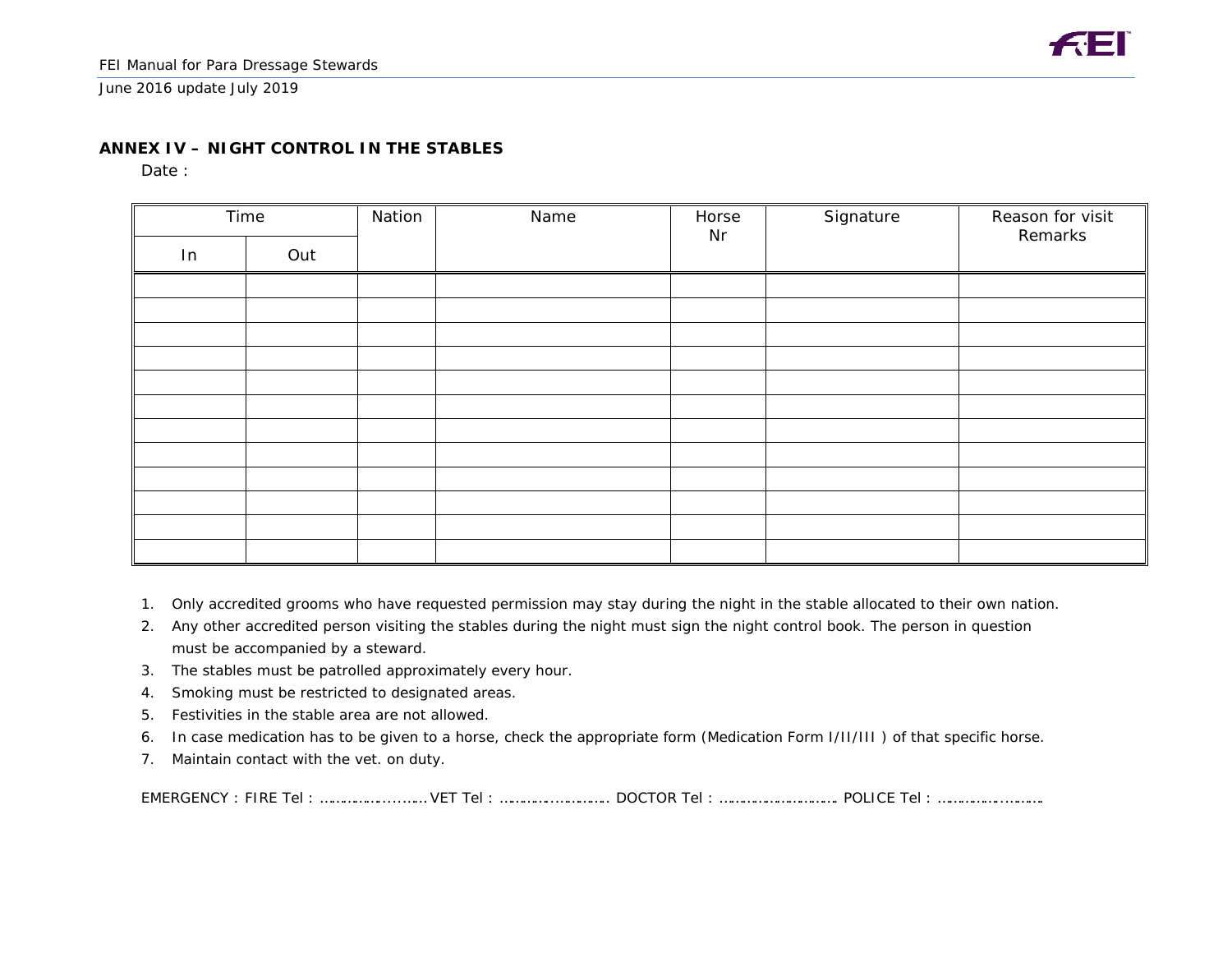**ANNEX IV – NIGHT CONTROL IN THE STABLES**

Date :

| Time | | Nation | Name | Horse Nr | Signature | Reason for visit Remarks |
|---|---|---|---|---|---|---|
| In | Out | | | | | |
| | | | | | | |
| | | | | | | |
| | | | | | | |
| | | | | | | |
| | | | | | | |
| | | | | | | |
| | | | | | | |
| | | | | | | |
| | | | | | | |
| | | | | | | |
| | | | | | | |
| | | | | | | |

1. Only accredited grooms who have requested permission may stay during the night in the stable allocated to their own nation.
2. Any other accredited person visiting the stables during the night must sign the night control book. The person in question must be accompanied by a steward.
3. The stables must be patrolled approximately every hour.
4. Smoking must be restricted to designated areas.
5. Festivities in the stable area are not allowed.
6. In case medication has to be given to a horse, check the appropriate form (Medication Form I/II/III ) of that specific horse.
7. Maintain contact with the vet. on duty.

EMERGENCY : FIRE Tel : …………………………VET Tel : ………………………. DOCTOR Tel : ………………………. POLICE Tel : ……………………….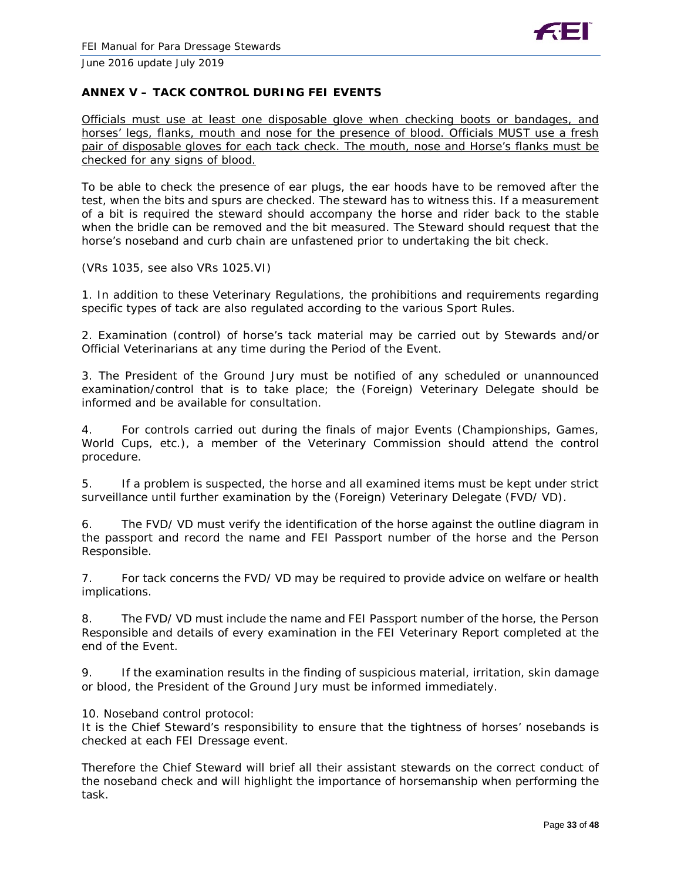## ANNEX V – TACK CONTROL DURING FEI EVENTS

Officials must use at least one disposable glove when checking boots or bandages, and horses' legs, flanks, mouth and nose for the presence of blood. Officials MUST use a fresh pair of disposable gloves for each tack check. The mouth, nose and Horse's flanks must be checked for any signs of blood.

To be able to check the presence of ear plugs, the ear hoods have to be removed after the test, when the bits and spurs are checked. The steward has to witness this. If a measurement of a bit is required the steward should accompany the horse and rider back to the stable when the bridle can be removed and the bit measured. The Steward should request that the horse's noseband and curb chain are unfastened prior to undertaking the bit check.

(VRs 1035, see also VRs 1025.VI)

1. In addition to these Veterinary Regulations, the prohibitions and requirements regarding specific types of tack are also regulated according to the various Sport Rules.

2. Examination (control) of horse's tack material may be carried out by Stewards and/or Official Veterinarians at any time during the Period of the Event.

3. The President of the Ground Jury must be notified of any scheduled or unannounced examination/control that is to take place; the (Foreign) Veterinary Delegate should be informed and be available for consultation.

4. For controls carried out during the finals of major Events (Championships, Games, World Cups, etc.), a member of the Veterinary Commission should attend the control procedure.

5. If a problem is suspected, the horse and all examined items must be kept under strict surveillance until further examination by the (Foreign) Veterinary Delegate (FVD/ VD).

6. The FVD/ VD must verify the identification of the horse against the outline diagram in the passport and record the name and FEI Passport number of the horse and the Person Responsible.

7. For tack concerns the FVD/ VD may be required to provide advice on welfare or health implications.

8. The FVD/ VD must include the name and FEI Passport number of the horse, the Person Responsible and details of every examination in the FEI Veterinary Report completed at the end of the Event.

9. If the examination results in the finding of suspicious material, irritation, skin damage or blood, the President of the Ground Jury must be informed immediately.

10. Noseband control protocol:
It is the Chief Steward's responsibility to ensure that the tightness of horses' nosebands is checked at each FEI Dressage event.

Therefore the Chief Steward will brief all their assistant stewards on the correct conduct of the noseband check and will highlight the importance of horsemanship when performing the task.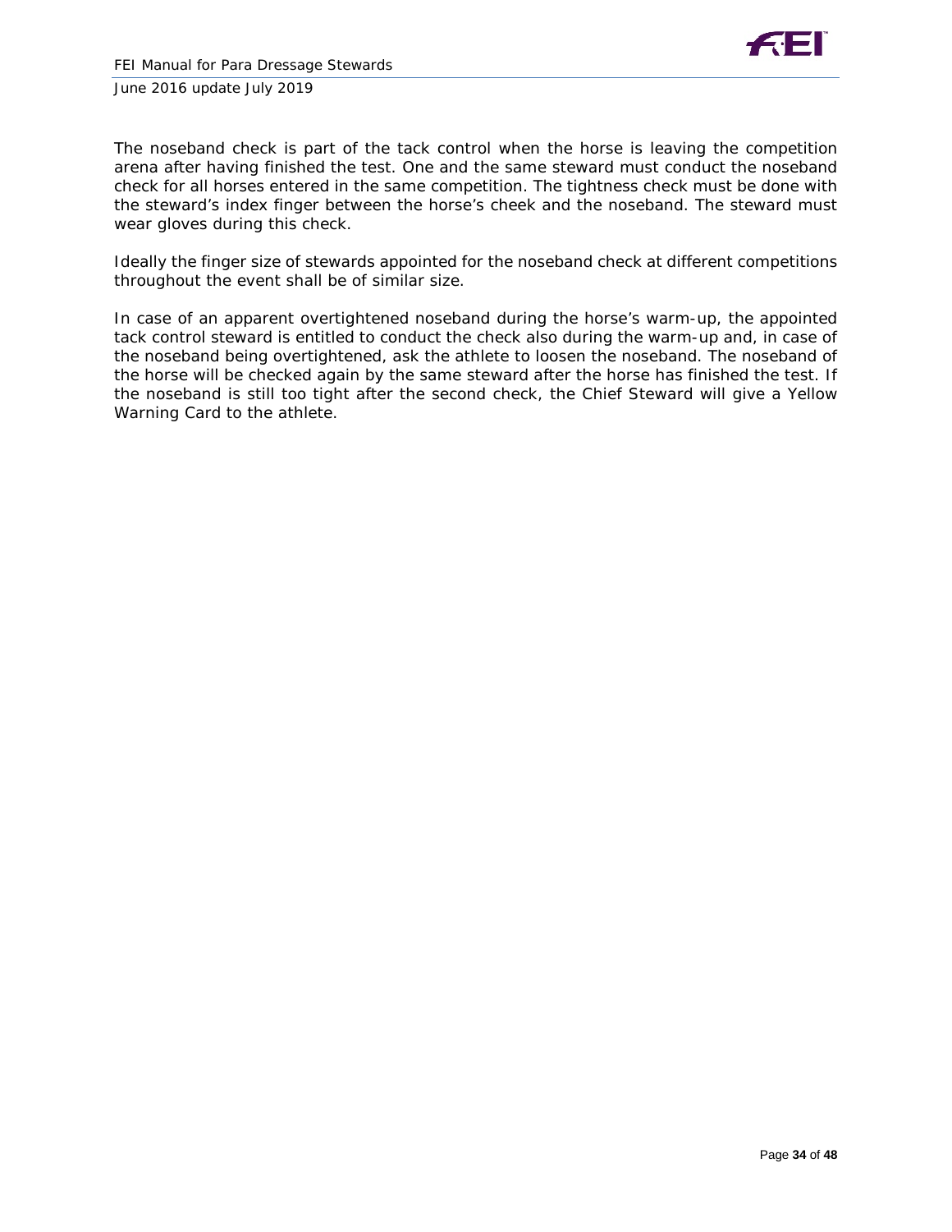The noseband check is part of the tack control when the horse is leaving the competition arena after having finished the test. One and the same steward must conduct the noseband check for all horses entered in the same competition. The tightness check must be done with the steward's index finger between the horse's cheek and the noseband. The steward must wear gloves during this check.

Ideally the finger size of stewards appointed for the noseband check at different competitions throughout the event shall be of similar size.

In case of an apparent overtightened noseband during the horse's warm-up, the appointed tack control steward is entitled to conduct the check also during the warm-up and, in case of the noseband being overtightened, ask the athlete to loosen the noseband. The noseband of the horse will be checked again by the same steward after the horse has finished the test. If the noseband is still too tight after the second check, the Chief Steward will give a Yellow Warning Card to the athlete.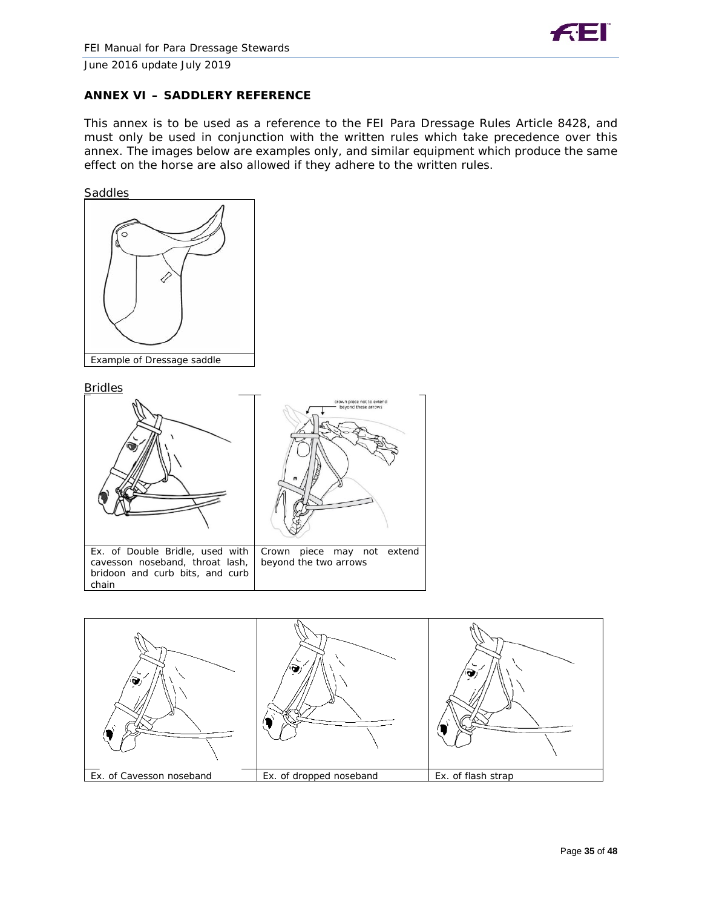## ANNEX VI – SADDLERY REFERENCE

This annex is to be used as a reference to the FEI Para Dressage Rules Article 8428, and must only be used in conjunction with the written rules which take precedence over this annex. The images below are examples only, and similar equipment which produce the same effect on the horse are also allowed if they adhere to the written rules.

Saddles

Example of Dressage saddle

Bridles

crown piece not to extend beyond these arrows

| Ex. of Double Bridle, used with cavesson noseband, throat lash, bridoon and curb bits, and curb chain | Crown piece may not extend beyond the two arrows |
|---|---|

| Ex. of Cavesson noseband | Ex. of dropped noseband | Ex. of flash strap |
|---|---|---|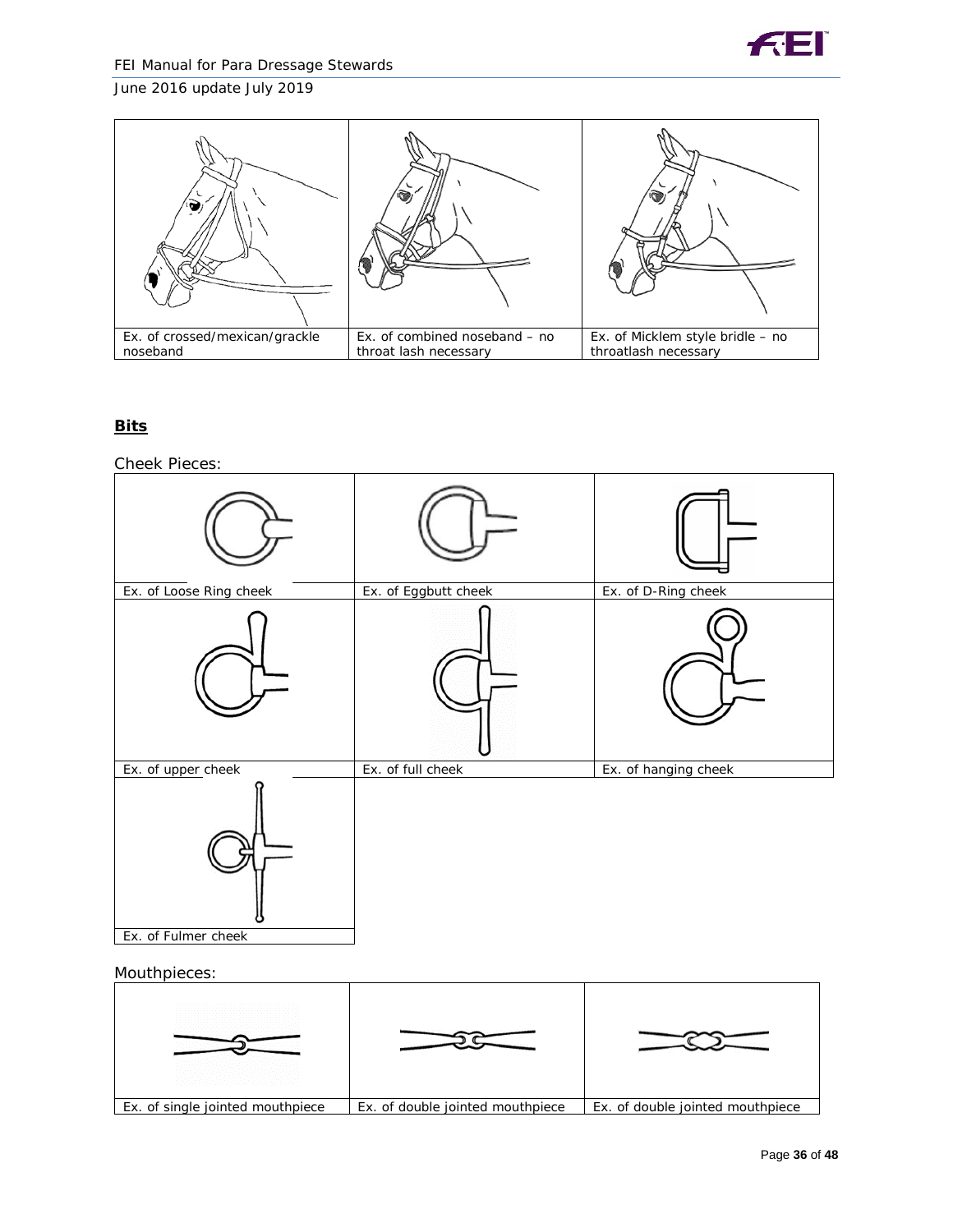| | | |
|---|---|---|
| Ex. of crossed/mexican/grackle noseband | Ex. of combined noseband – no throat lash necessary | Ex. of Micklem style bridle – no throatlash necessary |

## **Bits**

Cheek Pieces:

| | | |
|---|---|---|
| Ex. of Loose Ring cheek | Ex. of Eggbutt cheek | Ex. of D-Ring cheek |
| Ex. of upper cheek | Ex. of full cheek | Ex. of hanging cheek |
| Ex. of Fulmer cheek | | |

Mouthpieces:

| | | |
|---|---|---|
| Ex. of single jointed mouthpiece | Ex. of double jointed mouthpiece | Ex. of double jointed mouthpiece |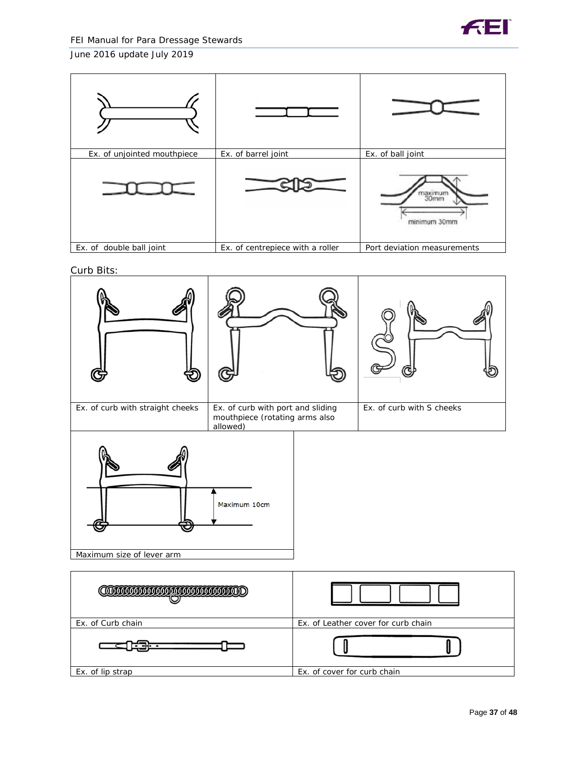| | | |
|---|---|---|
| Ex. of unjointed mouthpiece | Ex. of barrel joint | Ex. of ball joint |
| Ex. of double ball joint | Ex. of centrepiece with a roller | Port deviation measurements |

maximum 30mm

minimum 30mm

Curb Bits:

| | | |
|---|---|---|
| Ex. of curb with straight cheeks | Ex. of curb with port and sliding mouthpiece (rotating arms also allowed) | Ex. of curb with S cheeks |
| Maximum size of lever arm | | |

Maximum 10cm

| | |
|---|---|
| Ex. of Curb chain | Ex. of Leather cover for curb chain |
| Ex. of lip strap | Ex. of cover for curb chain |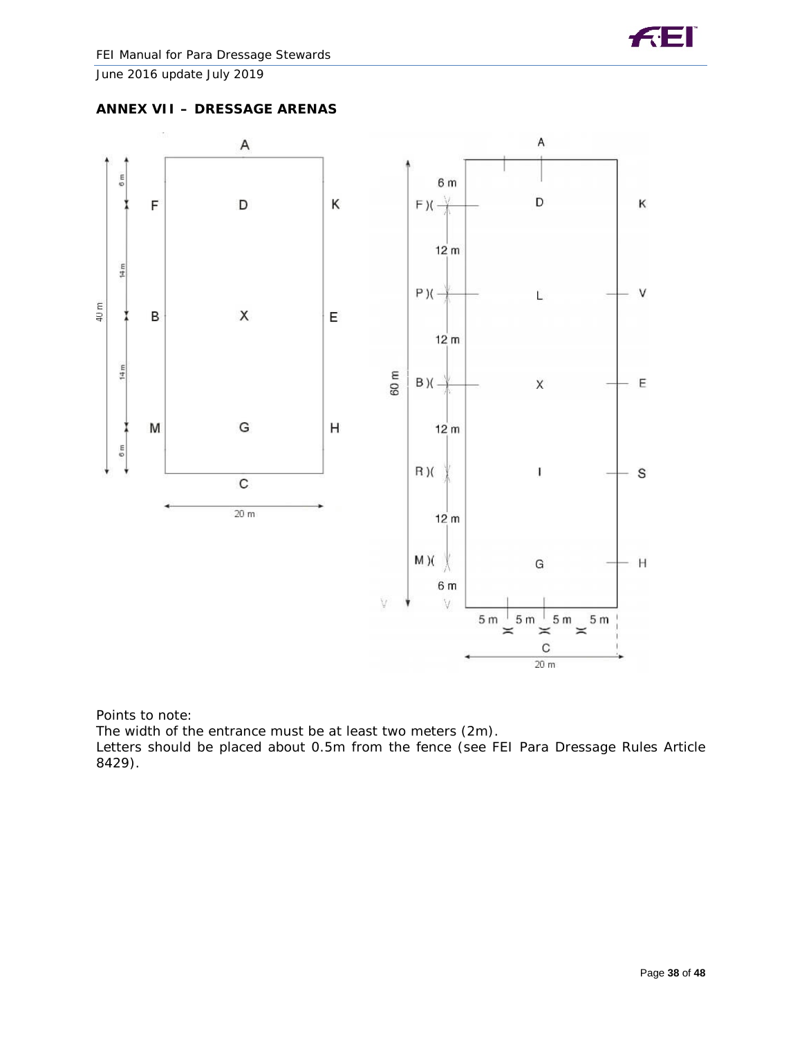## ANNEX VII – DRESSAGE ARENAS

Points to note:

The width of the entrance must be at least two meters (2m).

Letters should be placed about 0.5m from the fence (see FEI Para Dressage Rules Article 8429).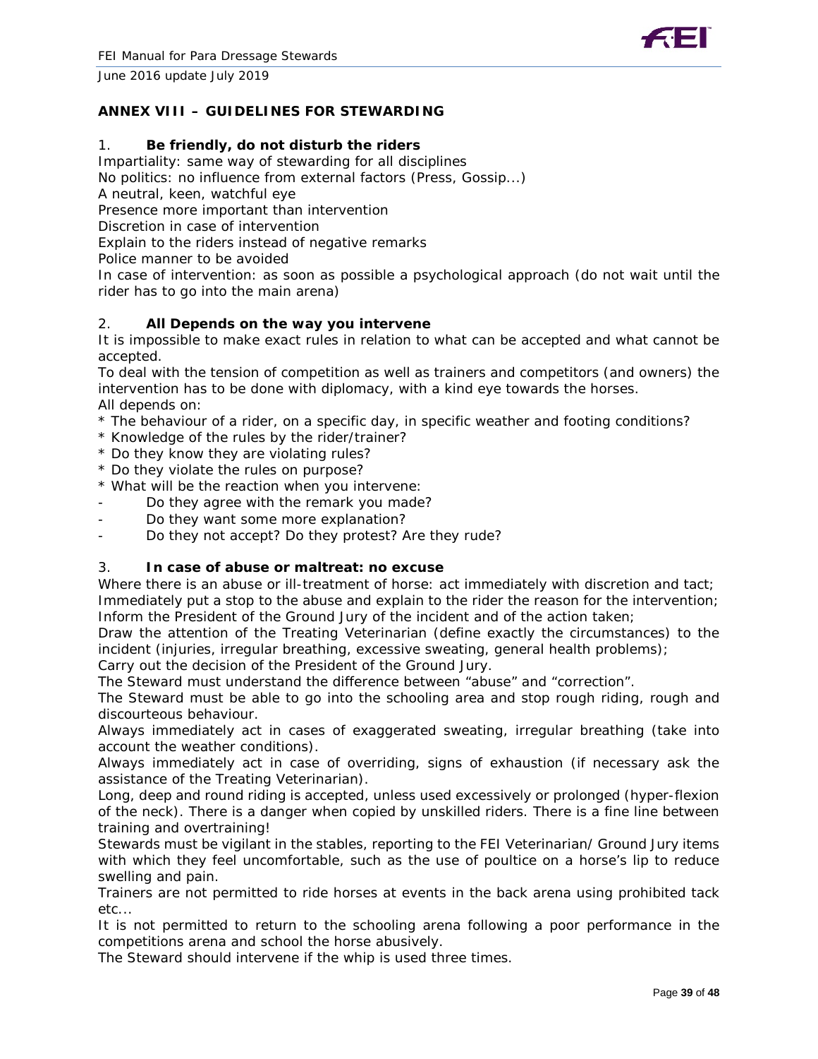## ANNEX VIII – GUIDELINES FOR STEWARDING

### 1. Be friendly, do not disturb the riders

Impartiality: same way of stewarding for all disciplines
No politics: no influence from external factors (Press, Gossip...)
A neutral, keen, watchful eye
Presence more important than intervention
Discretion in case of intervention
Explain to the riders instead of negative remarks
Police manner to be avoided
In case of intervention: as soon as possible a psychological approach (do not wait until the rider has to go into the main arena)

### 2. All Depends on the way you intervene

It is impossible to make exact rules in relation to what can be accepted and what cannot be accepted.
To deal with the tension of competition as well as trainers and competitors (and owners) the intervention has to be done with diplomacy, with a kind eye towards the horses.
All depends on:

* The behaviour of a rider, on a specific day, in specific weather and footing conditions?
* Knowledge of the rules by the rider/trainer?
* Do they know they are violating rules?
* Do they violate the rules on purpose?
* What will be the reaction when you intervene:
    - Do they agree with the remark you made?
    - Do they want some more explanation?
    - Do they not accept? Do they protest? Are they rude?

### 3. In case of abuse or maltreat: no excuse

Where there is an abuse or ill-treatment of horse: act immediately with discretion and tact;
Immediately put a stop to the abuse and explain to the rider the reason for the intervention;
Inform the President of the Ground Jury of the incident and of the action taken;
Draw the attention of the Treating Veterinarian (define exactly the circumstances) to the incident (injuries, irregular breathing, excessive sweating, general health problems);
Carry out the decision of the President of the Ground Jury.
The Steward must understand the difference between "abuse" and "correction".
The Steward must be able to go into the schooling area and stop rough riding, rough and discourteous behaviour.
Always immediately act in cases of exaggerated sweating, irregular breathing (take into account the weather conditions).
Always immediately act in case of overriding, signs of exhaustion (if necessary ask the assistance of the Treating Veterinarian).
Long, deep and round riding is accepted, unless used excessively or prolonged (hyper-flexion of the neck). There is a danger when copied by unskilled riders. There is a fine line between training and overtraining!
Stewards must be vigilant in the stables, reporting to the FEI Veterinarian/ Ground Jury items with which they feel uncomfortable, such as the use of poultice on a horse's lip to reduce swelling and pain.
Trainers are not permitted to ride horses at events in the back arena using prohibited tack etc...
It is not permitted to return to the schooling arena following a poor performance in the competitions arena and school the horse abusively.
The Steward should intervene if the whip is used three times.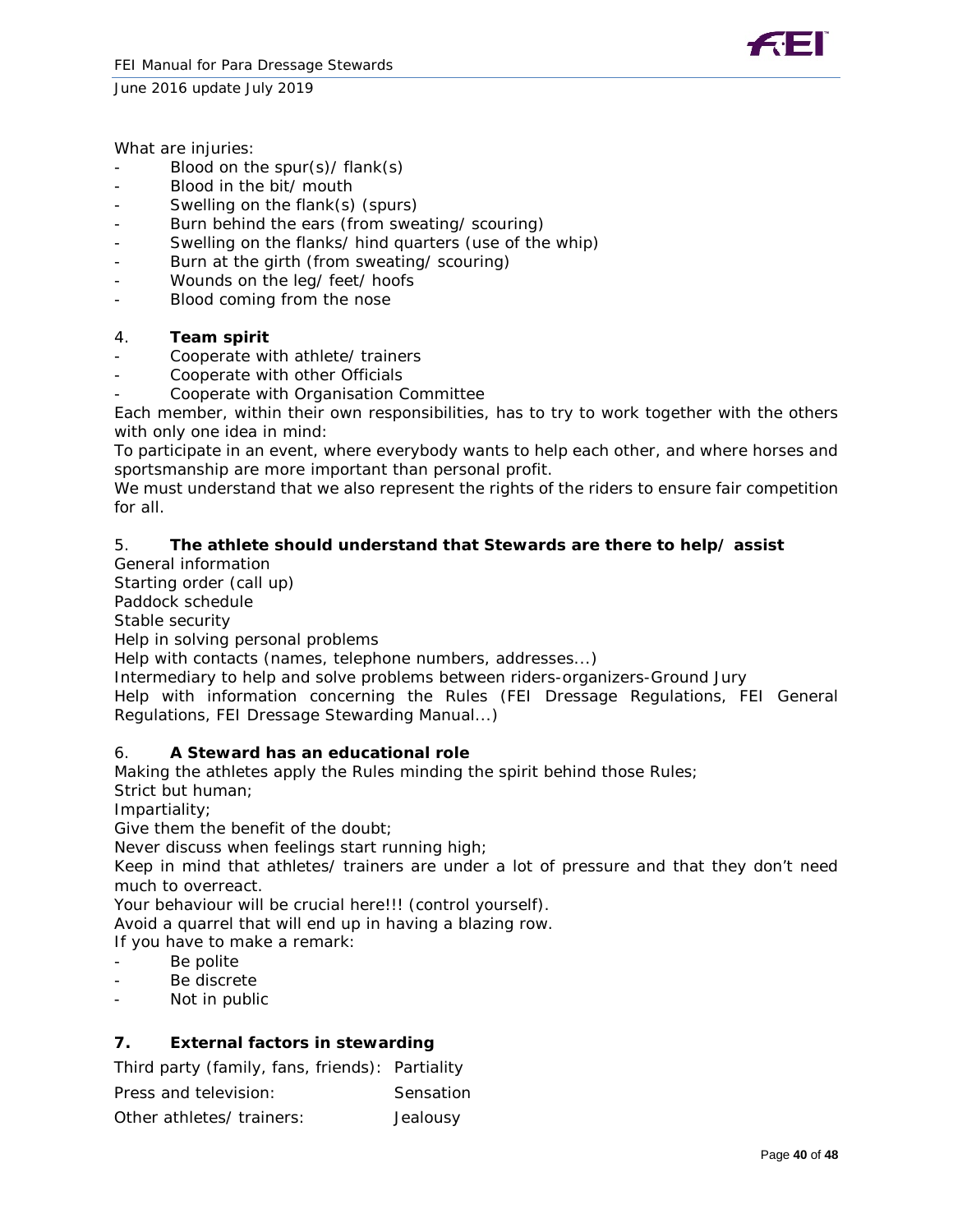What are injuries:

- Blood on the spur(s)/ flank(s)
- Blood in the bit/ mouth
- Swelling on the flank(s) (spurs)
- Burn behind the ears (from sweating/ scouring)
- Swelling on the flanks/ hind quarters (use of the whip)
- Burn at the girth (from sweating/ scouring)
- Wounds on the leg/ feet/ hoofs
- Blood coming from the nose

4. **Team spirit**

- Cooperate with athlete/ trainers
- Cooperate with other Officials
- Cooperate with Organisation Committee

Each member, within their own responsibilities, has to try to work together with the others with only one idea in mind:

To participate in an event, where everybody wants to help each other, and where horses and sportsmanship are more important than personal profit.

We must understand that we also represent the rights of the riders to ensure fair competition for all.

5. **The athlete should understand that Stewards are there to help/ assist**

General information

Starting order (call up)

Paddock schedule

Stable security

Help in solving personal problems

Help with contacts (names, telephone numbers, addresses...)

Intermediary to help and solve problems between riders-organizers-Ground Jury

Help with information concerning the Rules (FEI Dressage Regulations, FEI General Regulations, FEI Dressage Stewarding Manual...)

6. **A Steward has an educational role**

Making the athletes apply the Rules minding the spirit behind those Rules;

Strict but human;

Impartiality;

Give them the benefit of the doubt;

Never discuss when feelings start running high;

Keep in mind that athletes/ trainers are under a lot of pressure and that they don't need much to overreact.

Your behaviour will be crucial here!!! (control yourself).

Avoid a quarrel that will end up in having a blazing row.

If you have to make a remark:

- Be polite
- Be discrete
- Not in public

**7. External factors in stewarding**

| | |
|---|---|
| Third party (family, fans, friends): | Partiality |
| Press and television: | Sensation |
| Other athletes/ trainers: | Jealousy |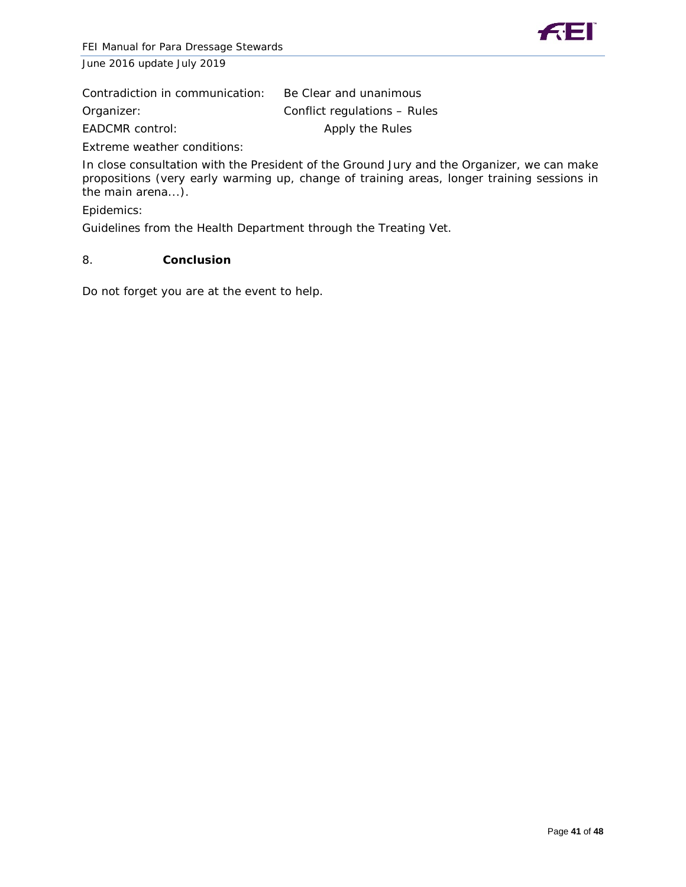Contradiction in communication: Be Clear and unanimous

Organizer: Conflict regulations – Rules

EADCMR control: Apply the Rules

Extreme weather conditions:

In close consultation with the President of the Ground Jury and the Organizer, we can make propositions (very early warming up, change of training areas, longer training sessions in the main arena...).

Epidemics:

Guidelines from the Health Department through the Treating Vet.

## 8. Conclusion

Do not forget you are at the event to help.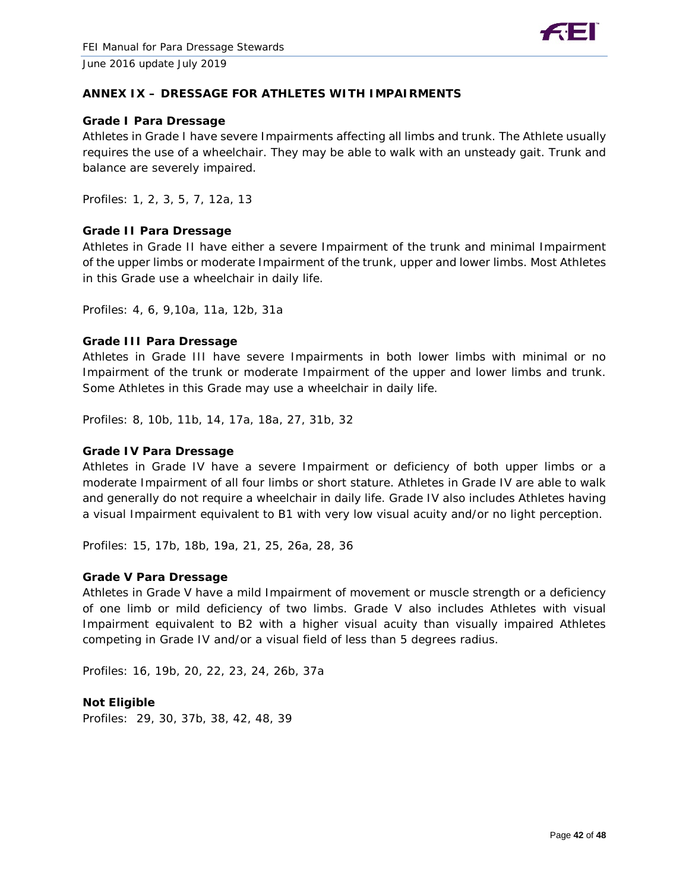## ANNEX IX – DRESSAGE FOR ATHLETES WITH IMPAIRMENTS

### Grade I Para Dressage

Athletes in Grade I have severe Impairments affecting all limbs and trunk. The Athlete usually requires the use of a wheelchair. They may be able to walk with an unsteady gait. Trunk and balance are severely impaired.

Profiles: 1, 2, 3, 5, 7, 12a, 13

### Grade II Para Dressage

Athletes in Grade II have either a severe Impairment of the trunk and minimal Impairment of the upper limbs or moderate Impairment of the trunk, upper and lower limbs. Most Athletes in this Grade use a wheelchair in daily life.

Profiles: 4, 6, 9,10a, 11a, 12b, 31a

### Grade III Para Dressage

Athletes in Grade III have severe Impairments in both lower limbs with minimal or no Impairment of the trunk or moderate Impairment of the upper and lower limbs and trunk. Some Athletes in this Grade may use a wheelchair in daily life.

Profiles: 8, 10b, 11b, 14, 17a, 18a, 27, 31b, 32

### Grade IV Para Dressage

Athletes in Grade IV have a severe Impairment or deficiency of both upper limbs or a moderate Impairment of all four limbs or short stature. Athletes in Grade IV are able to walk and generally do not require a wheelchair in daily life. Grade IV also includes Athletes having a visual Impairment equivalent to B1 with very low visual acuity and/or no light perception.

Profiles: 15, 17b, 18b, 19a, 21, 25, 26a, 28, 36

### Grade V Para Dressage

Athletes in Grade V have a mild Impairment of movement or muscle strength or a deficiency of one limb or mild deficiency of two limbs. Grade V also includes Athletes with visual Impairment equivalent to B2 with a higher visual acuity than visually impaired Athletes competing in Grade IV and/or a visual field of less than 5 degrees radius.

Profiles: 16, 19b, 20, 22, 23, 24, 26b, 37a

### Not Eligible

Profiles: 29, 30, 37b, 38, 42, 48, 39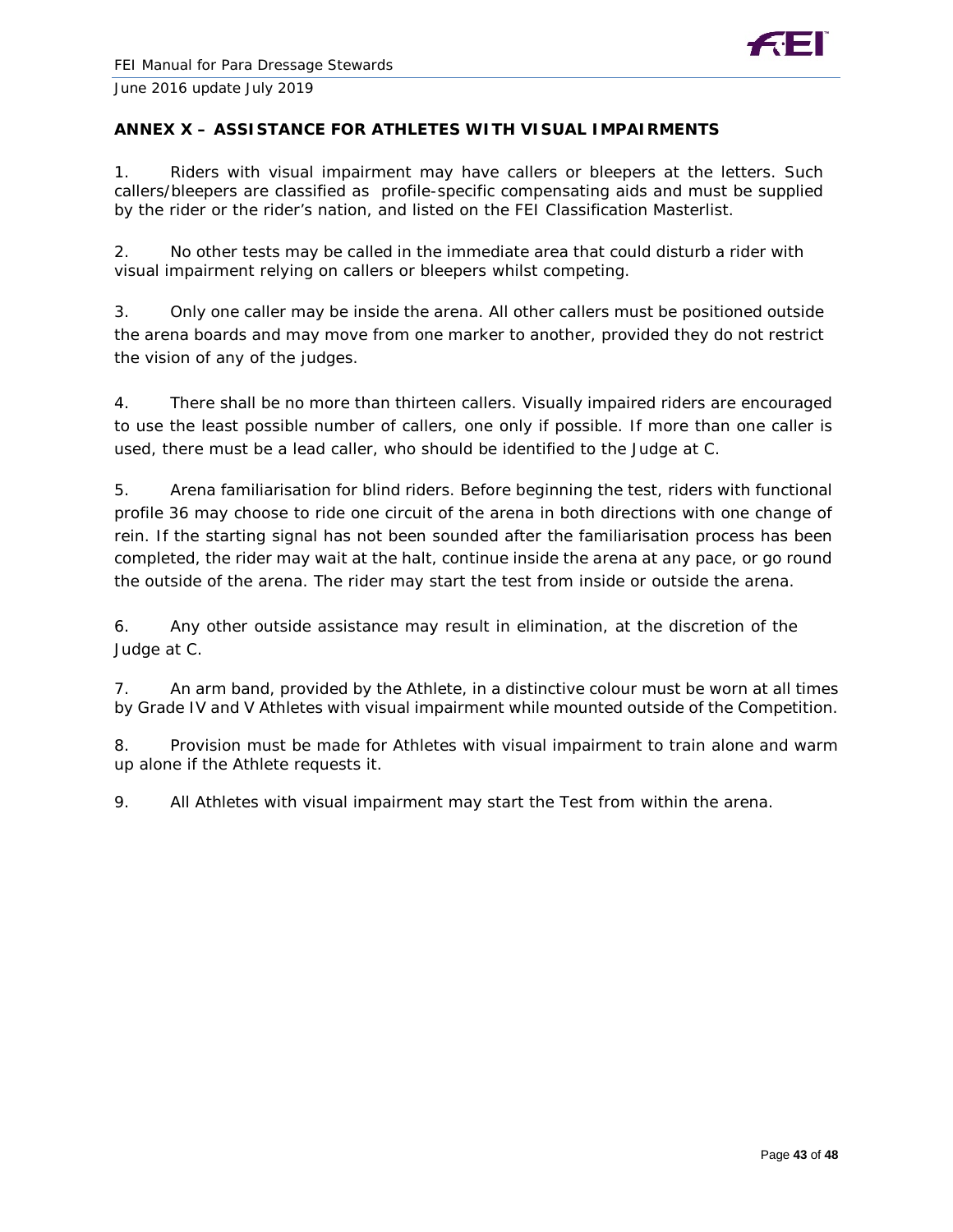## ANNEX X – ASSISTANCE FOR ATHLETES WITH VISUAL IMPAIRMENTS

1. Riders with visual impairment may have callers or bleepers at the letters. Such callers/bleepers are classified as profile-specific compensating aids and must be supplied by the rider or the rider's nation, and listed on the FEI Classification Masterlist.

2. No other tests may be called in the immediate area that could disturb a rider with visual impairment relying on callers or bleepers whilst competing.

3. Only one caller may be inside the arena. All other callers must be positioned outside the arena boards and may move from one marker to another, provided they do not restrict the vision of any of the judges.

4. There shall be no more than thirteen callers. Visually impaired riders are encouraged to use the least possible number of callers, one only if possible. If more than one caller is used, there must be a lead caller, who should be identified to the Judge at C.

5. Arena familiarisation for blind riders. Before beginning the test, riders with functional profile 36 may choose to ride one circuit of the arena in both directions with one change of rein. If the starting signal has not been sounded after the familiarisation process has been completed, the rider may wait at the halt, continue inside the arena at any pace, or go round the outside of the arena. The rider may start the test from inside or outside the arena.

6. Any other outside assistance may result in elimination, at the discretion of the Judge at C.

7. An arm band, provided by the Athlete, in a distinctive colour must be worn at all times by Grade IV and V Athletes with visual impairment while mounted outside of the Competition.

8. Provision must be made for Athletes with visual impairment to train alone and warm up alone if the Athlete requests it.

9. All Athletes with visual impairment may start the Test from within the arena.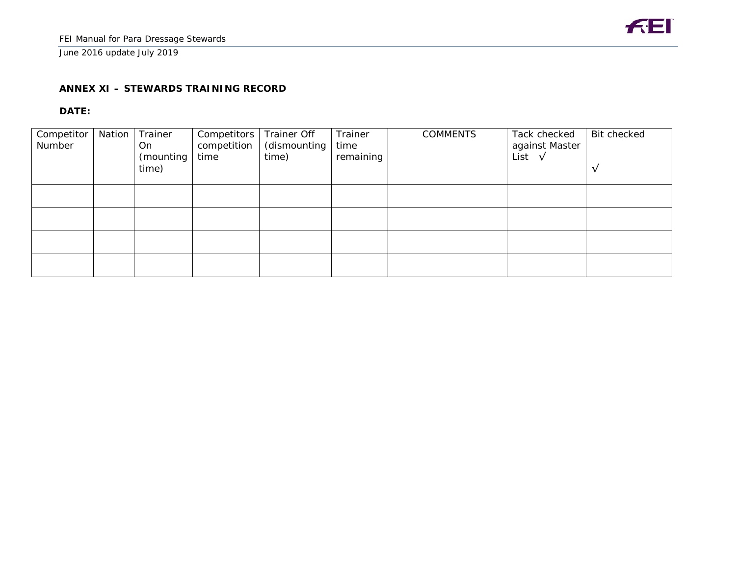**ANNEX XI – STEWARDS TRAINING RECORD**

**DATE:**

| Competitor Number | Nation | Trainer On (mounting time) | Competitors competition time | Trainer Off (dismounting time) | Trainer time remaining | COMMENTS | Tack checked against Master List √ | Bit checked √ |
|---|---|---|---|---|---|---|---|---|
| | | | | | | | | |
| | | | | | | | | |
| | | | | | | | | |
| | | | | | | | | |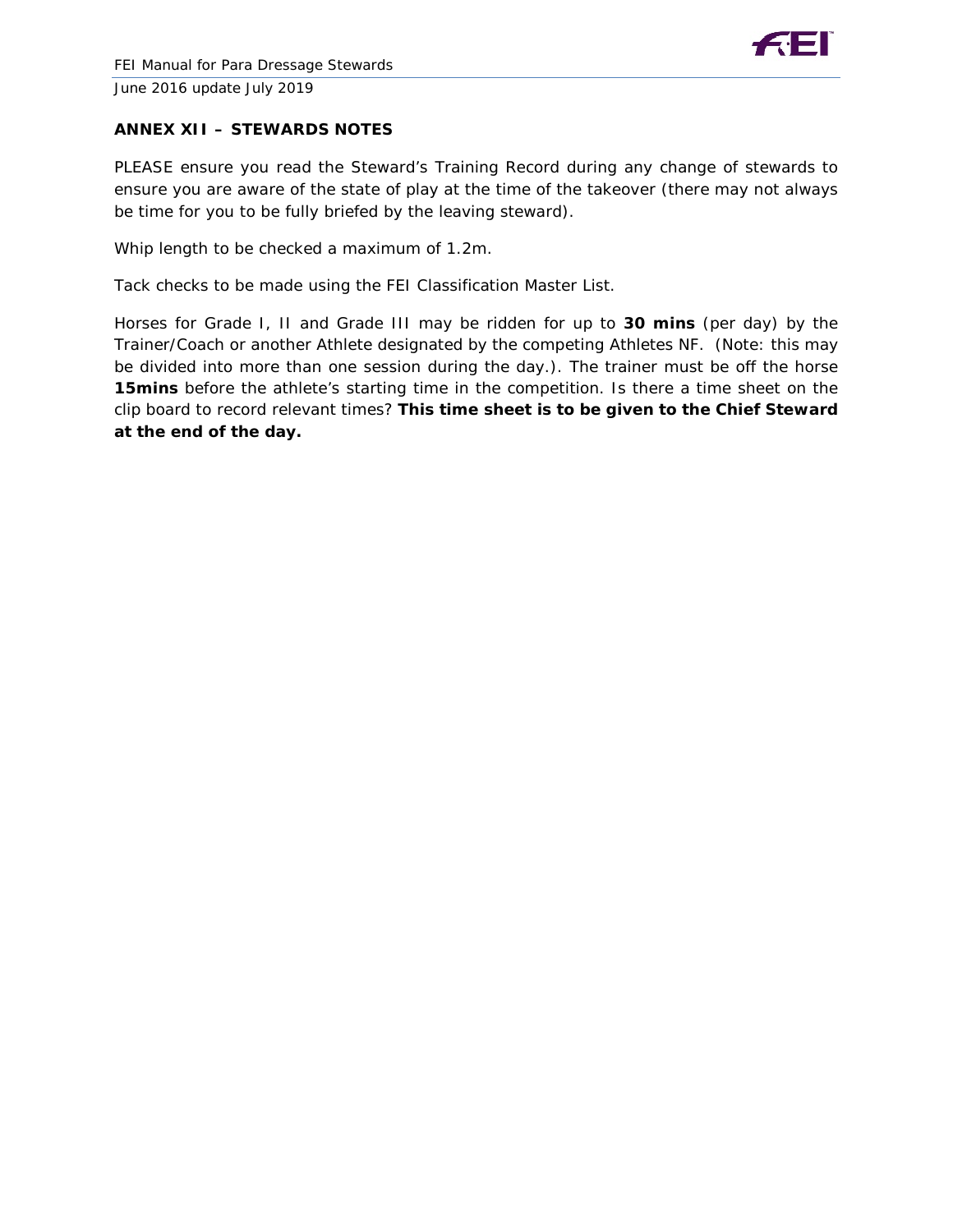## ANNEX XII – STEWARDS NOTES

PLEASE ensure you read the Steward's Training Record during any change of stewards to ensure you are aware of the state of play at the time of the takeover (there may not always be time for you to be fully briefed by the leaving steward).

Whip length to be checked a maximum of 1.2m.

Tack checks to be made using the FEI Classification Master List.

Horses for Grade I, II and Grade III may be ridden for up to **30 mins** (per day) by the Trainer/Coach or another Athlete designated by the competing Athletes NF. (Note: this may be divided into more than one session during the day.). The trainer must be off the horse **15mins** before the athlete's starting time in the competition. Is there a time sheet on the clip board to record relevant times? **This time sheet is to be given to the Chief Steward at the end of the day.**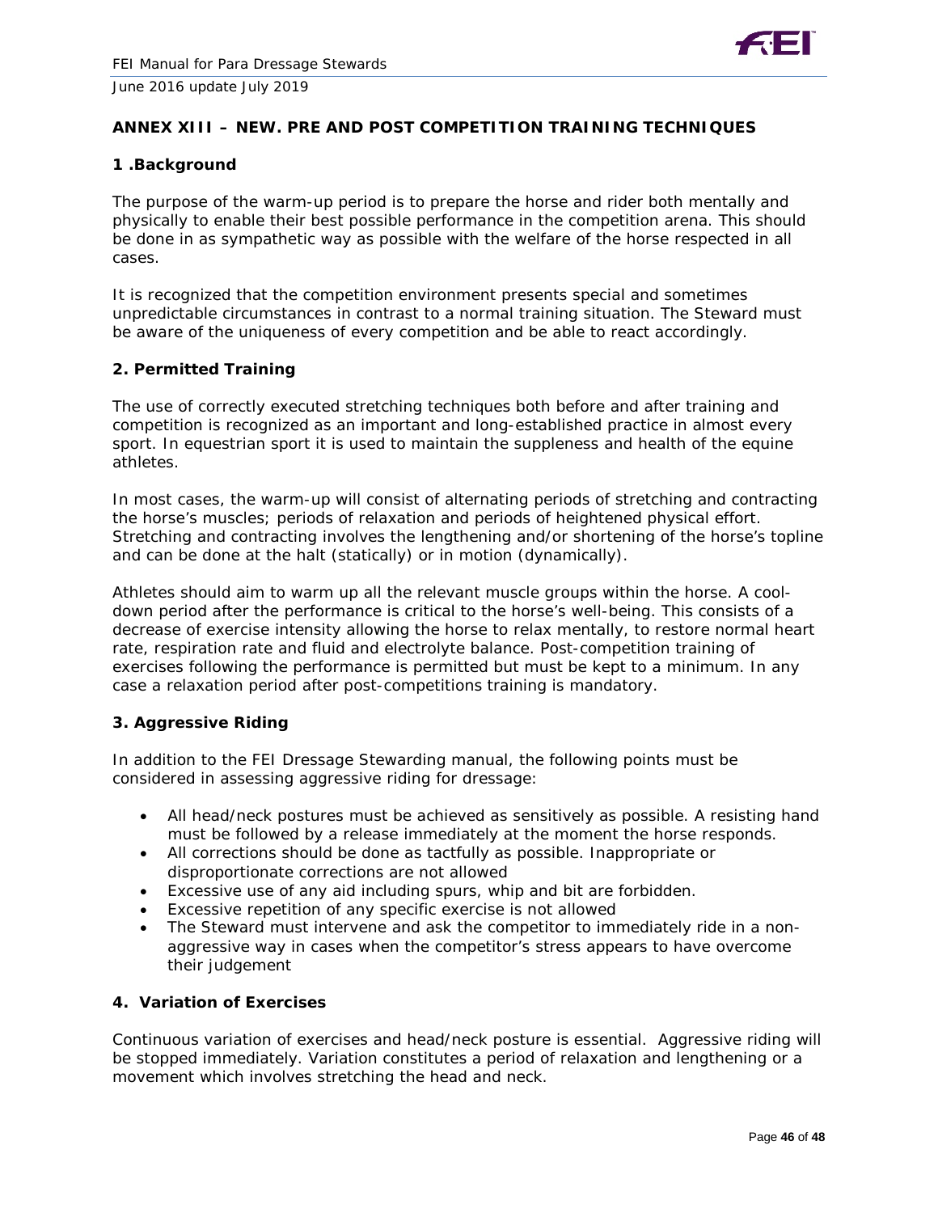## ANNEX XIII – NEW. PRE AND POST COMPETITION TRAINING TECHNIQUES

### 1 .Background

The purpose of the warm-up period is to prepare the horse and rider both mentally and physically to enable their best possible performance in the competition arena. This should be done in as sympathetic way as possible with the welfare of the horse respected in all cases.

It is recognized that the competition environment presents special and sometimes unpredictable circumstances in contrast to a normal training situation. The Steward must be aware of the uniqueness of every competition and be able to react accordingly.

### 2. Permitted Training

The use of correctly executed stretching techniques both before and after training and competition is recognized as an important and long-established practice in almost every sport. In equestrian sport it is used to maintain the suppleness and health of the equine athletes.

In most cases, the warm-up will consist of alternating periods of stretching and contracting the horse's muscles; periods of relaxation and periods of heightened physical effort. Stretching and contracting involves the lengthening and/or shortening of the horse's topline and can be done at the halt (statically) or in motion (dynamically).

Athletes should aim to warm up all the relevant muscle groups within the horse. A cool-down period after the performance is critical to the horse's well-being. This consists of a decrease of exercise intensity allowing the horse to relax mentally, to restore normal heart rate, respiration rate and fluid and electrolyte balance. Post-competition training of exercises following the performance is permitted but must be kept to a minimum. In any case a relaxation period after post-competitions training is mandatory.

### 3. Aggressive Riding

In addition to the FEI Dressage Stewarding manual, the following points must be considered in assessing aggressive riding for dressage:

- All head/neck postures must be achieved as sensitively as possible. A resisting hand must be followed by a release immediately at the moment the horse responds.
- All corrections should be done as tactfully as possible. Inappropriate or disproportionate corrections are not allowed
- Excessive use of any aid including spurs, whip and bit are forbidden.
- Excessive repetition of any specific exercise is not allowed
- The Steward must intervene and ask the competitor to immediately ride in a non-aggressive way in cases when the competitor's stress appears to have overcome their judgement

### 4. Variation of Exercises

Continuous variation of exercises and head/neck posture is essential. Aggressive riding will be stopped immediately. Variation constitutes a period of relaxation and lengthening or a movement which involves stretching the head and neck.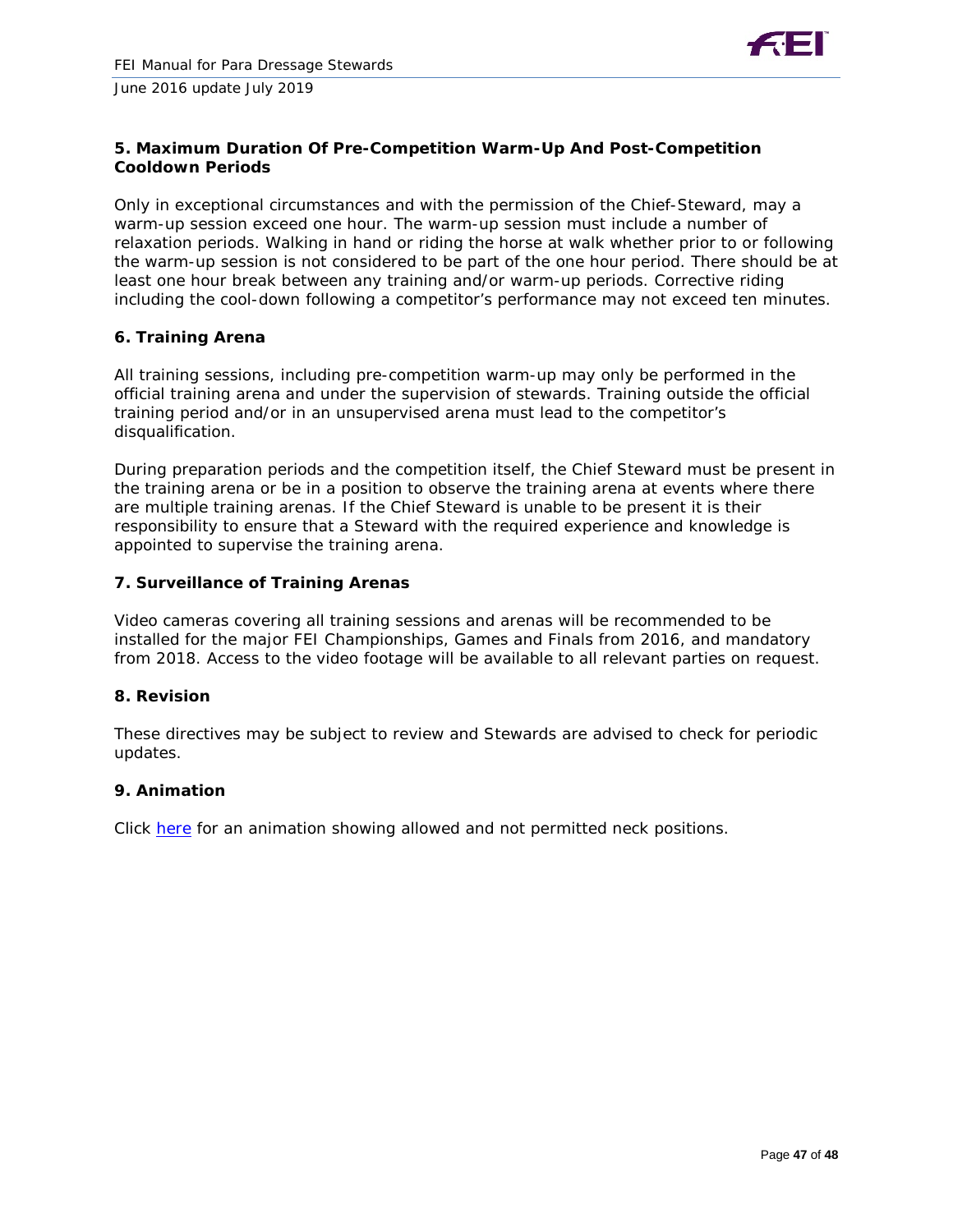## 5. Maximum Duration Of Pre-Competition Warm-Up And Post-Competition Cooldown Periods

Only in exceptional circumstances and with the permission of the Chief-Steward, may a warm-up session exceed one hour. The warm-up session must include a number of relaxation periods. Walking in hand or riding the horse at walk whether prior to or following the warm-up session is not considered to be part of the one hour period. There should be at least one hour break between any training and/or warm-up periods. Corrective riding including the cool-down following a competitor's performance may not exceed ten minutes.

## 6. Training Arena

All training sessions, including pre-competition warm-up may only be performed in the official training arena and under the supervision of stewards. Training outside the official training period and/or in an unsupervised arena must lead to the competitor's disqualification.

During preparation periods and the competition itself, the Chief Steward must be present in the training arena or be in a position to observe the training arena at events where there are multiple training arenas. If the Chief Steward is unable to be present it is their responsibility to ensure that a Steward with the required experience and knowledge is appointed to supervise the training arena.

## 7. Surveillance of Training Arenas

Video cameras covering all training sessions and arenas will be recommended to be installed for the major FEI Championships, Games and Finals from 2016, and mandatory from 2018. Access to the video footage will be available to all relevant parties on request.

## 8. Revision

These directives may be subject to review and Stewards are advised to check for periodic updates.

## 9. Animation

Click here for an animation showing allowed and not permitted neck positions.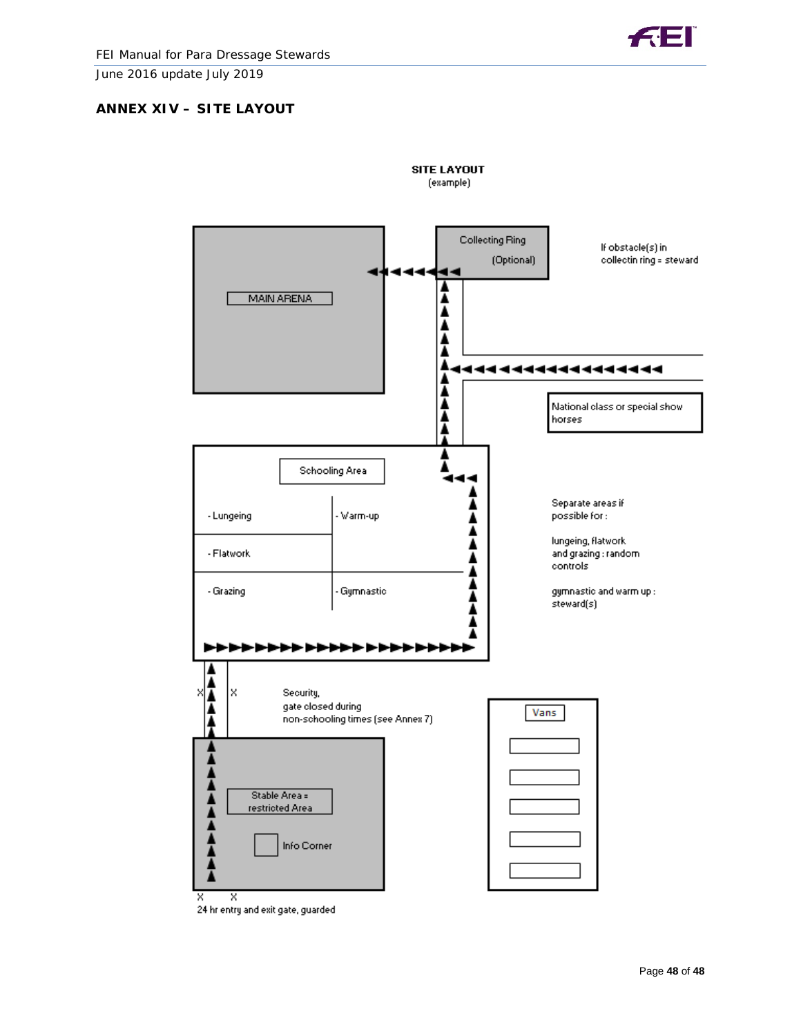## ANNEX XIV – SITE LAYOUT

SITE LAYOUT
(example)

MAIN ARENA

Collecting Ring
(Optional)

If obstacle(s) in
collectin ring = steward

National class or special show horses

Schooling Area

- Lungeing
- Warm-up
- Flatwork
- Grazing
- Gymnastic

Separate areas if possible for :

lungeing, flatwork and grazing : random controls

gymnastic and warm up : steward(s)

X X

Security,
gate closed during
non-schooling times (see Annex 7)

Vans

Stable Area = restricted Area

Info Corner

X X

24 hr entry and exit gate, guarded